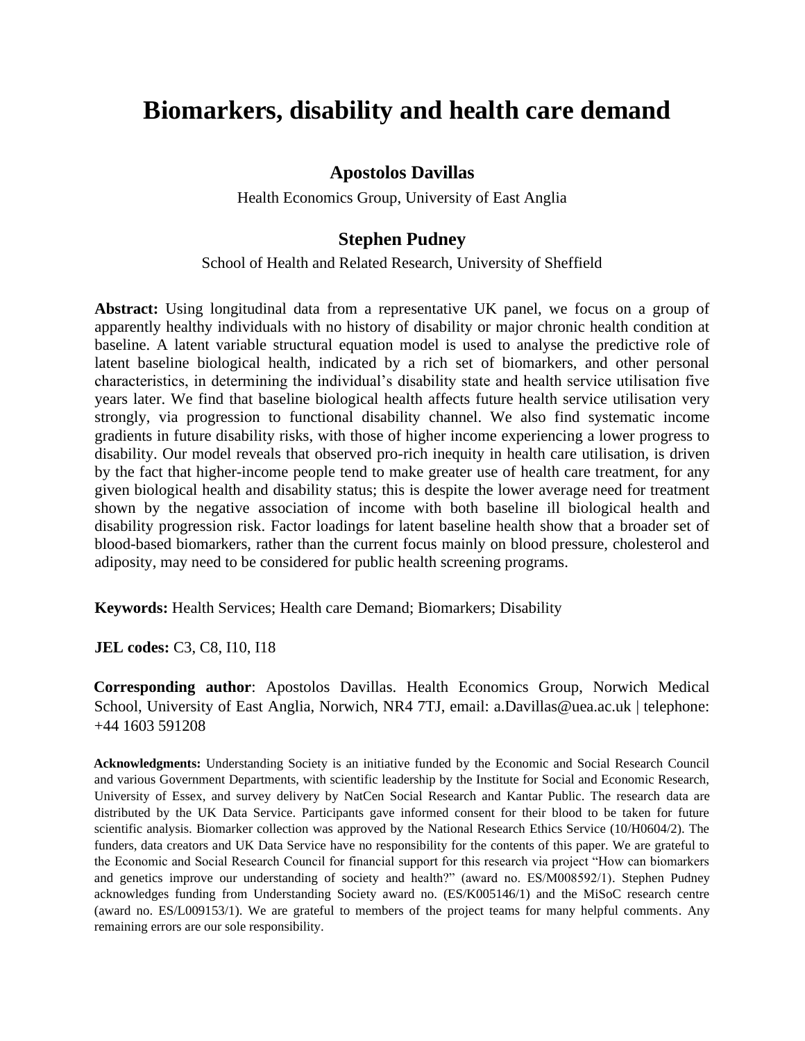# Biomarkers, disability and health care demand

**Apostolos Davillas**

Health Economics Group, University of East Anglia

**Stephen Pudney**

School of Health and Related Research, University of Sheffield

**Abstract:** Using longitudinal data from a representative UK panel, we focus on a group of apparently healthy individuals with no history of disability or major chronic health condition at baseline. A latent variable structural equation model is used to analyse the predictive role of latent baseline biological health, indicated by a rich set of biomarkers, and other personal characteristics, in determining the individual's disability state and health service utilisation five years later. We find that baseline biological health affects future health service utilisation very strongly, via progression to functional disability channel. We also find systematic income gradients in future disability risks, with those of higher income experiencing a lower progress to disability. Our model reveals that observed pro-rich inequity in health care utilisation, is driven by the fact that higher-income people tend to make greater use of health care treatment, for any given biological health and disability status; this is despite the lower average need for treatment shown by the negative association of income with both baseline ill biological health and disability progression risk. Factor loadings for latent baseline health show that a broader set of blood-based biomarkers, rather than the current focus mainly on blood pressure, cholesterol and adiposity, may need to be considered for public health screening programs.

**Keywords:** Health Services; Health care Demand; Biomarkers; Disability

**JEL codes:** C3, C8, I10, I18

**Corresponding author**: Apostolos Davillas. Health Economics Group, Norwich Medical School, University of East Anglia, Norwich, NR4 7TJ, email: a.Davillas@uea.ac.uk | telephone: +44 1603 591208

**Acknowledgments:** Understanding Society is an initiative funded by the Economic and Social Research Council and various Government Departments, with scientific leadership by the Institute for Social and Economic Research, University of Essex, and survey delivery by NatCen Social Research and Kantar Public. The research data are distributed by the UK Data Service. Participants gave informed consent for their blood to be taken for future scientific analysis. Biomarker collection was approved by the National Research Ethics Service (10/H0604/2). The funders, data creators and UK Data Service have no responsibility for the contents of this paper. We are grateful to the Economic and Social Research Council for financial support for this research via project "How can biomarkers and genetics improve our understanding of society and health?" (award no. ES/M008592/1). Stephen Pudney acknowledges funding from Understanding Society award no. (ES/K005146/1) and the MiSoC research centre (award no. ES/L009153/1). We are grateful to members of the project teams for many helpful comments. Any remaining errors are our sole responsibility.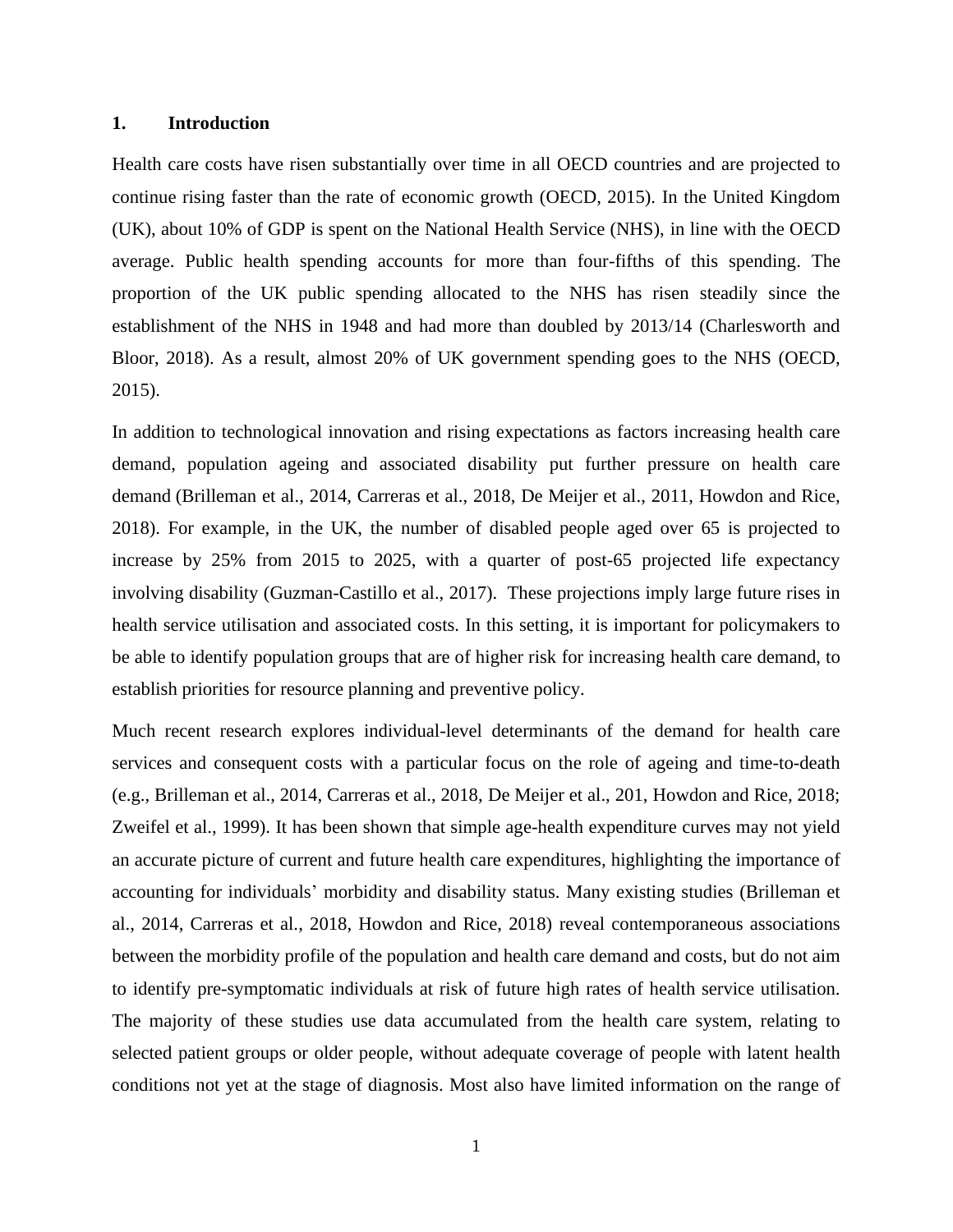## 1. Introduction

Health care costs have risen substantially over time in all OECD countries and are projected to continue rising faster than the rate of economic growth (OECD, 2015). In the United Kingdom (UK), about 10% of GDP is spent on the National Health Service (NHS), in line with the OECD average. Public health spending accounts for more than four-fifths of this spending. The proportion of the UK public spending allocated to the NHS has risen steadily since the establishment of the NHS in 1948 and had more than doubled by 2013/14 (Charlesworth and Bloor, 2018). As a result, almost 20% of UK government spending goes to the NHS (OECD, 2015).

In addition to technological innovation and rising expectations as factors increasing health care demand, population ageing and associated disability put further pressure on health care demand (Brilleman et al., 2014, Carreras et al., 2018, De Meijer et al., 2011, Howdon and Rice, 2018). For example, in the UK, the number of disabled people aged over 65 is projected to increase by 25% from 2015 to 2025, with a quarter of post-65 projected life expectancy involving disability (Guzman-Castillo et al., 2017). These projections imply large future rises in health service utilisation and associated costs. In this setting, it is important for policymakers to be able to identify population groups that are of higher risk for increasing health care demand, to establish priorities for resource planning and preventive policy.

Much recent research explores individual-level determinants of the demand for health care services and consequent costs with a particular focus on the role of ageing and time-to-death (e.g., Brilleman et al., 2014, Carreras et al., 2018, De Meijer et al., 201, Howdon and Rice, 2018; Zweifel et al., 1999). It has been shown that simple age-health expenditure curves may not yield an accurate picture of current and future health care expenditures, highlighting the importance of accounting for individuals' morbidity and disability status. Many existing studies (Brilleman et al., 2014, Carreras et al., 2018, Howdon and Rice, 2018) reveal contemporaneous associations between the morbidity profile of the population and health care demand and costs, but do not aim to identify pre-symptomatic individuals at risk of future high rates of health service utilisation. The majority of these studies use data accumulated from the health care system, relating to selected patient groups or older people, without adequate coverage of people with latent health conditions not yet at the stage of diagnosis. Most also have limited information on the range of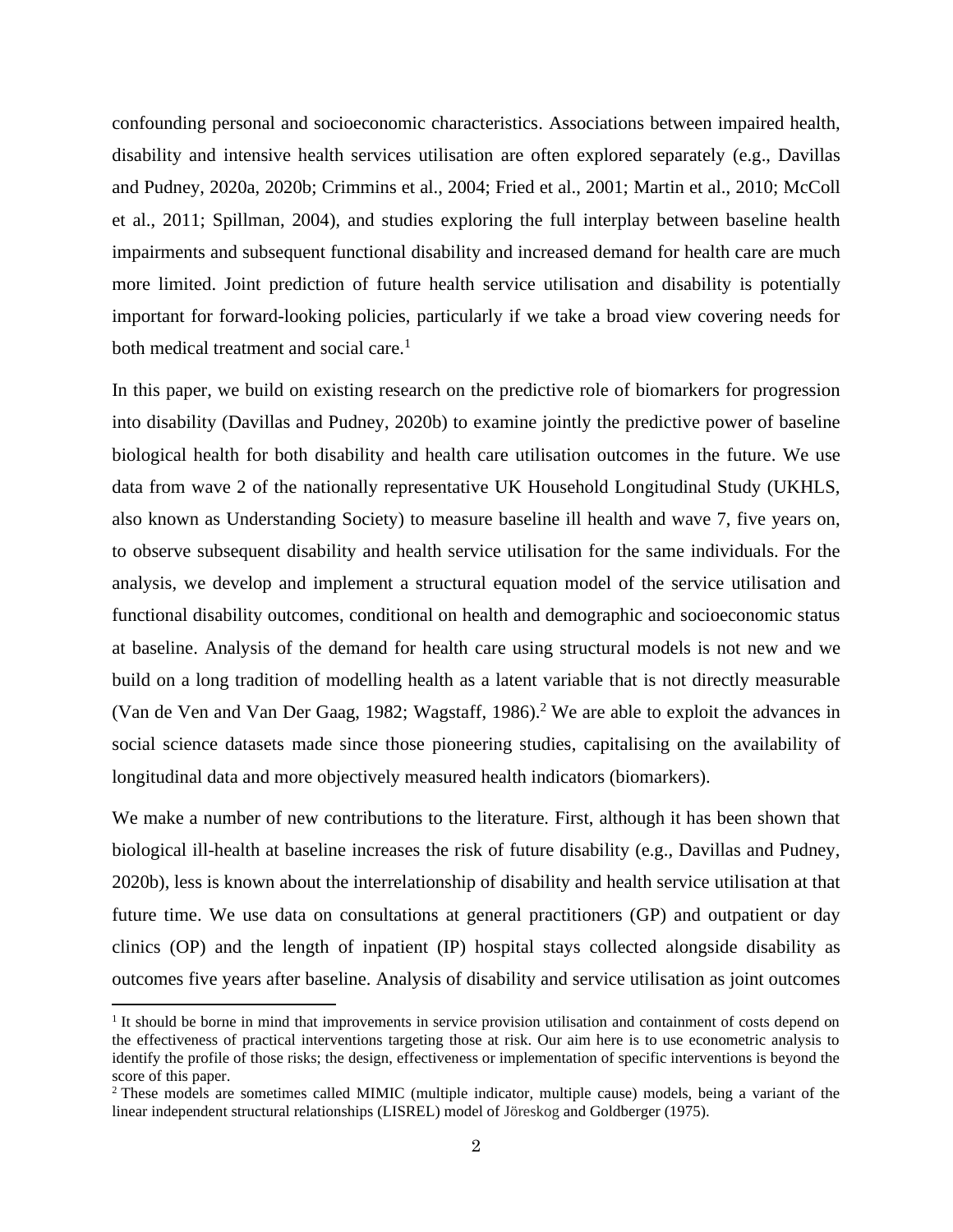confounding personal and socioeconomic characteristics. Associations between impaired health, disability and intensive health services utilisation are often explored separately (e.g., Davillas and Pudney, 2020a, 2020b; Crimmins et al., 2004; Fried et al., 2001; Martin et al., 2010; McColl et al., 2011; Spillman, 2004), and studies exploring the full interplay between baseline health impairments and subsequent functional disability and increased demand for health care are much more limited. Joint prediction of future health service utilisation and disability is potentially important for forward-looking policies, particularly if we take a broad view covering needs for both medical treatment and social care.[1]

In this paper, we build on existing research on the predictive role of biomarkers for progression into disability (Davillas and Pudney, 2020b) to examine jointly the predictive power of baseline biological health for both disability and health care utilisation outcomes in the future. We use data from wave 2 of the nationally representative UK Household Longitudinal Study (UKHLS, also known as Understanding Society) to measure baseline ill health and wave 7, five years on, to observe subsequent disability and health service utilisation for the same individuals. For the analysis, we develop and implement a structural equation model of the service utilisation and functional disability outcomes, conditional on health and demographic and socioeconomic status at baseline. Analysis of the demand for health care using structural models is not new and we build on a long tradition of modelling health as a latent variable that is not directly measurable (Van de Ven and Van Der Gaag, 1982; Wagstaff, 1986).[2] We are able to exploit the advances in social science datasets made since those pioneering studies, capitalising on the availability of longitudinal data and more objectively measured health indicators (biomarkers).

We make a number of new contributions to the literature. First, although it has been shown that biological ill-health at baseline increases the risk of future disability (e.g., Davillas and Pudney, 2020b), less is known about the interrelationship of disability and health service utilisation at that future time. We use data on consultations at general practitioners (GP) and outpatient or day clinics (OP) and the length of inpatient (IP) hospital stays collected alongside disability as outcomes five years after baseline. Analysis of disability and service utilisation as joint outcomes

[1] It should be borne in mind that improvements in service provision utilisation and containment of costs depend on the effectiveness of practical interventions targeting those at risk. Our aim here is to use econometric analysis to identify the profile of those risks; the design, effectiveness or implementation of specific interventions is beyond the score of this paper.

[2] These models are sometimes called MIMIC (multiple indicator, multiple cause) models, being a variant of the linear independent structural relationships (LISREL) model of Jöreskog and Goldberger (1975).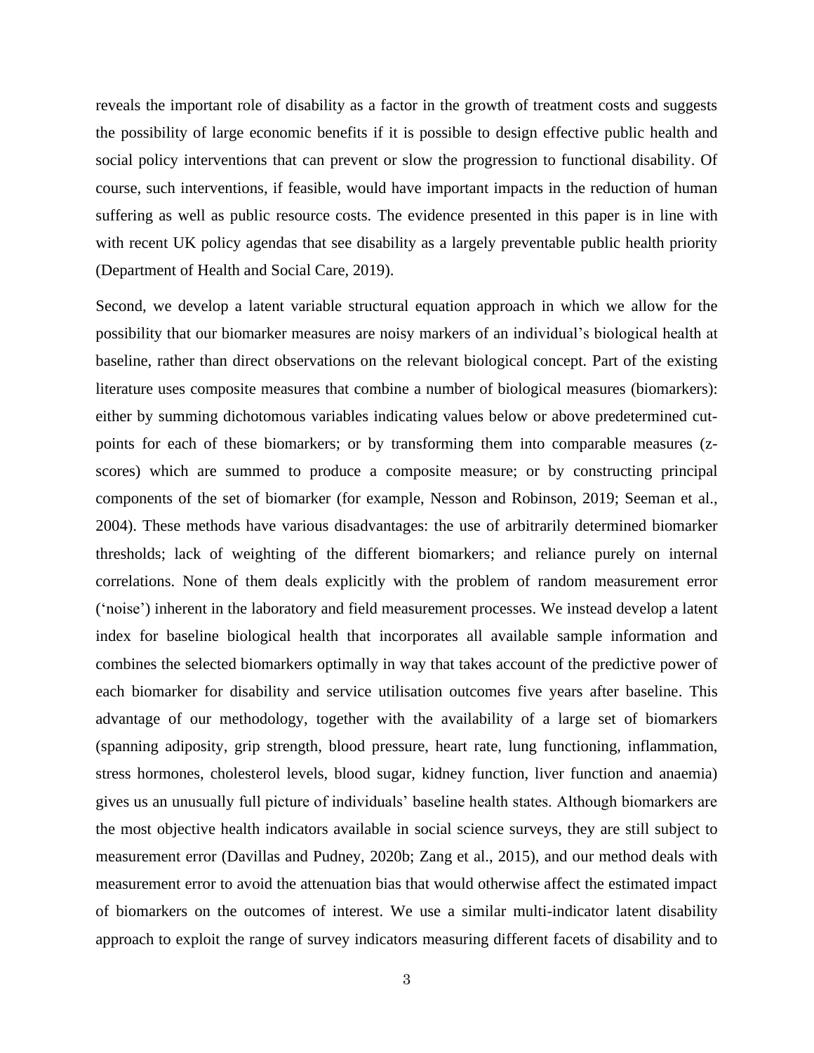reveals the important role of disability as a factor in the growth of treatment costs and suggests the possibility of large economic benefits if it is possible to design effective public health and social policy interventions that can prevent or slow the progression to functional disability. Of course, such interventions, if feasible, would have important impacts in the reduction of human suffering as well as public resource costs. The evidence presented in this paper is in line with with recent UK policy agendas that see disability as a largely preventable public health priority (Department of Health and Social Care, 2019).

Second, we develop a latent variable structural equation approach in which we allow for the possibility that our biomarker measures are noisy markers of an individual's biological health at baseline, rather than direct observations on the relevant biological concept. Part of the existing literature uses composite measures that combine a number of biological measures (biomarkers): either by summing dichotomous variables indicating values below or above predetermined cut-points for each of these biomarkers; or by transforming them into comparable measures (z-scores) which are summed to produce a composite measure; or by constructing principal components of the set of biomarker (for example, Nesson and Robinson, 2019; Seeman et al., 2004). These methods have various disadvantages: the use of arbitrarily determined biomarker thresholds; lack of weighting of the different biomarkers; and reliance purely on internal correlations. None of them deals explicitly with the problem of random measurement error ('noise') inherent in the laboratory and field measurement processes. We instead develop a latent index for baseline biological health that incorporates all available sample information and combines the selected biomarkers optimally in way that takes account of the predictive power of each biomarker for disability and service utilisation outcomes five years after baseline. This advantage of our methodology, together with the availability of a large set of biomarkers (spanning adiposity, grip strength, blood pressure, heart rate, lung functioning, inflammation, stress hormones, cholesterol levels, blood sugar, kidney function, liver function and anaemia) gives us an unusually full picture of individuals' baseline health states. Although biomarkers are the most objective health indicators available in social science surveys, they are still subject to measurement error (Davillas and Pudney, 2020b; Zang et al., 2015), and our method deals with measurement error to avoid the attenuation bias that would otherwise affect the estimated impact of biomarkers on the outcomes of interest. We use a similar multi-indicator latent disability approach to exploit the range of survey indicators measuring different facets of disability and to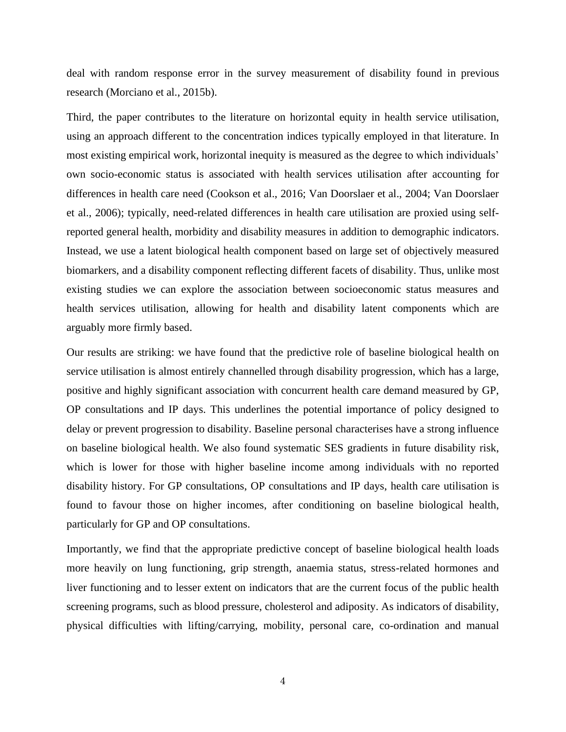deal with random response error in the survey measurement of disability found in previous research (Morciano et al., 2015b).

Third, the paper contributes to the literature on horizontal equity in health service utilisation, using an approach different to the concentration indices typically employed in that literature. In most existing empirical work, horizontal inequity is measured as the degree to which individuals' own socio-economic status is associated with health services utilisation after accounting for differences in health care need (Cookson et al., 2016; Van Doorslaer et al., 2004; Van Doorslaer et al., 2006); typically, need-related differences in health care utilisation are proxied using self-reported general health, morbidity and disability measures in addition to demographic indicators. Instead, we use a latent biological health component based on large set of objectively measured biomarkers, and a disability component reflecting different facets of disability. Thus, unlike most existing studies we can explore the association between socioeconomic status measures and health services utilisation, allowing for health and disability latent components which are arguably more firmly based.

Our results are striking: we have found that the predictive role of baseline biological health on service utilisation is almost entirely channelled through disability progression, which has a large, positive and highly significant association with concurrent health care demand measured by GP, OP consultations and IP days. This underlines the potential importance of policy designed to delay or prevent progression to disability. Baseline personal characterises have a strong influence on baseline biological health. We also found systematic SES gradients in future disability risk, which is lower for those with higher baseline income among individuals with no reported disability history. For GP consultations, OP consultations and IP days, health care utilisation is found to favour those on higher incomes, after conditioning on baseline biological health, particularly for GP and OP consultations.

Importantly, we find that the appropriate predictive concept of baseline biological health loads more heavily on lung functioning, grip strength, anaemia status, stress-related hormones and liver functioning and to lesser extent on indicators that are the current focus of the public health screening programs, such as blood pressure, cholesterol and adiposity. As indicators of disability, physical difficulties with lifting/carrying, mobility, personal care, co-ordination and manual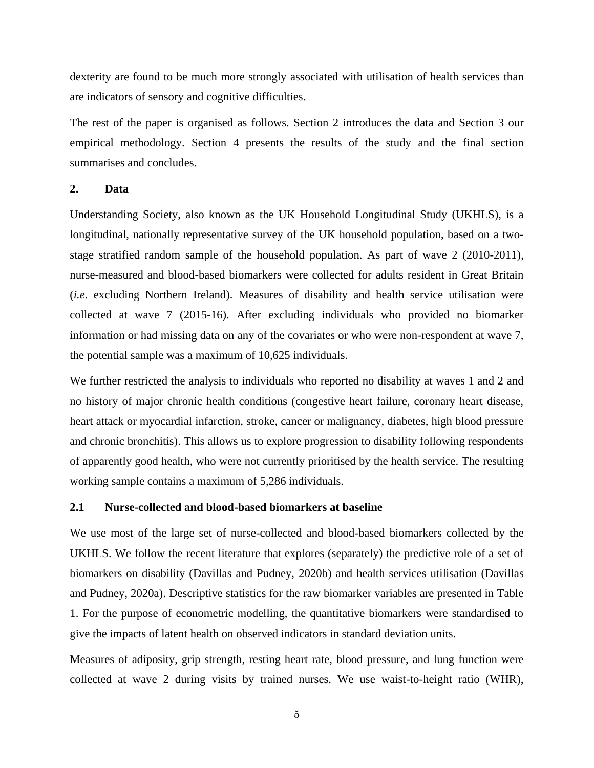dexterity are found to be much more strongly associated with utilisation of health services than are indicators of sensory and cognitive difficulties.

The rest of the paper is organised as follows. Section 2 introduces the data and Section 3 our empirical methodology. Section 4 presents the results of the study and the final section summarises and concludes.

## 2. Data

Understanding Society, also known as the UK Household Longitudinal Study (UKHLS), is a longitudinal, nationally representative survey of the UK household population, based on a two-stage stratified random sample of the household population. As part of wave 2 (2010-2011), nurse-measured and blood-based biomarkers were collected for adults resident in Great Britain (*i.e.* excluding Northern Ireland). Measures of disability and health service utilisation were collected at wave 7 (2015-16). After excluding individuals who provided no biomarker information or had missing data on any of the covariates or who were non-respondent at wave 7, the potential sample was a maximum of 10,625 individuals.

We further restricted the analysis to individuals who reported no disability at waves 1 and 2 and no history of major chronic health conditions (congestive heart failure, coronary heart disease, heart attack or myocardial infarction, stroke, cancer or malignancy, diabetes, high blood pressure and chronic bronchitis). This allows us to explore progression to disability following respondents of apparently good health, who were not currently prioritised by the health service. The resulting working sample contains a maximum of 5,286 individuals.

### 2.1 Nurse-collected and blood-based biomarkers at baseline

We use most of the large set of nurse-collected and blood-based biomarkers collected by the UKHLS. We follow the recent literature that explores (separately) the predictive role of a set of biomarkers on disability (Davillas and Pudney, 2020b) and health services utilisation (Davillas and Pudney, 2020a). Descriptive statistics for the raw biomarker variables are presented in Table 1. For the purpose of econometric modelling, the quantitative biomarkers were standardised to give the impacts of latent health on observed indicators in standard deviation units.

Measures of adiposity, grip strength, resting heart rate, blood pressure, and lung function were collected at wave 2 during visits by trained nurses. We use waist-to-height ratio (WHR),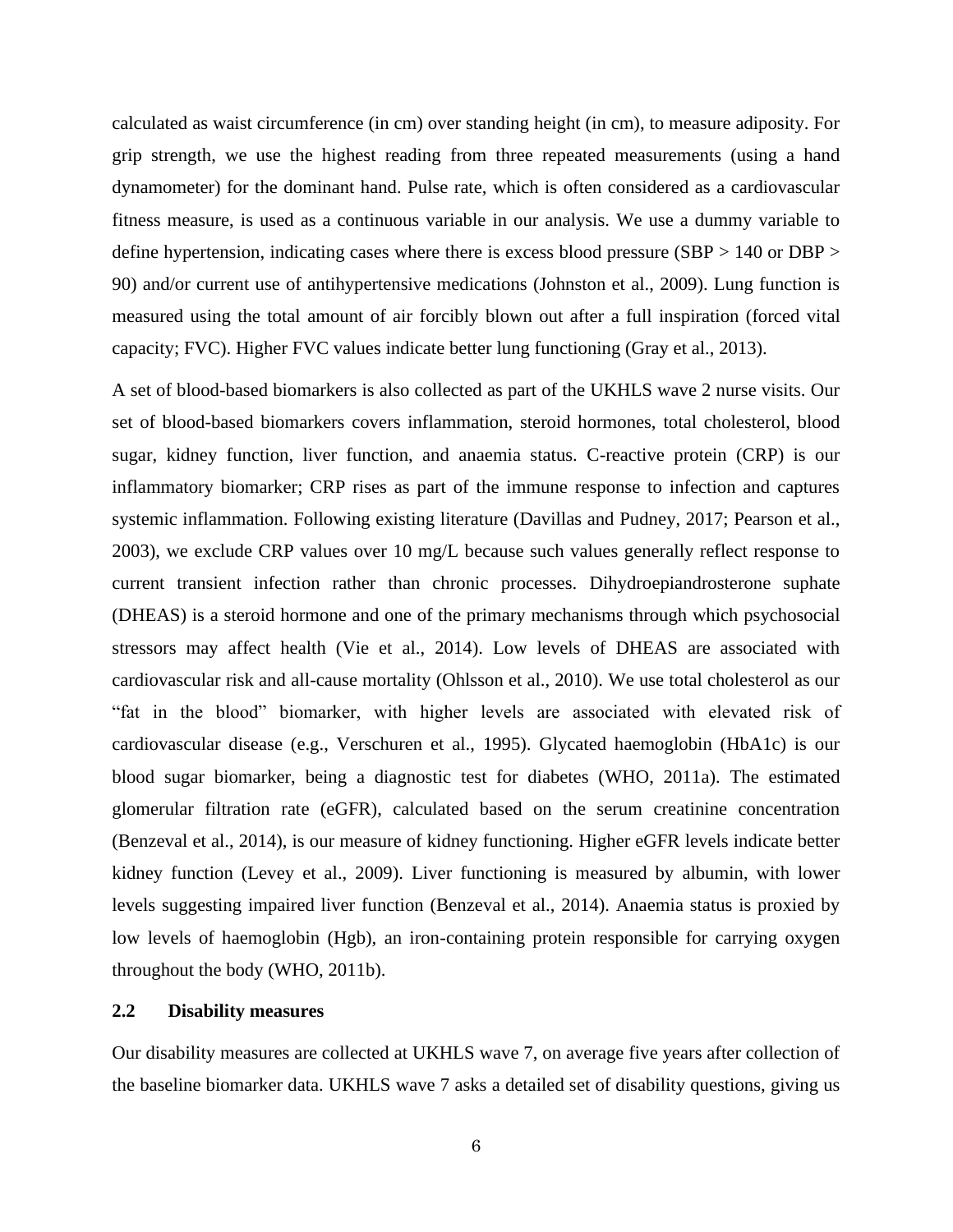calculated as waist circumference (in cm) over standing height (in cm), to measure adiposity. For grip strength, we use the highest reading from three repeated measurements (using a hand dynamometer) for the dominant hand. Pulse rate, which is often considered as a cardiovascular fitness measure, is used as a continuous variable in our analysis. We use a dummy variable to define hypertension, indicating cases where there is excess blood pressure (SBP > 140 or DBP > 90) and/or current use of antihypertensive medications (Johnston et al., 2009). Lung function is measured using the total amount of air forcibly blown out after a full inspiration (forced vital capacity; FVC). Higher FVC values indicate better lung functioning (Gray et al., 2013).

A set of blood-based biomarkers is also collected as part of the UKHLS wave 2 nurse visits. Our set of blood-based biomarkers covers inflammation, steroid hormones, total cholesterol, blood sugar, kidney function, liver function, and anaemia status. C-reactive protein (CRP) is our inflammatory biomarker; CRP rises as part of the immune response to infection and captures systemic inflammation. Following existing literature (Davillas and Pudney, 2017; Pearson et al., 2003), we exclude CRP values over 10 mg/L because such values generally reflect response to current transient infection rather than chronic processes. Dihydroepiandrosterone suphate (DHEAS) is a steroid hormone and one of the primary mechanisms through which psychosocial stressors may affect health (Vie et al., 2014). Low levels of DHEAS are associated with cardiovascular risk and all-cause mortality (Ohlsson et al., 2010). We use total cholesterol as our "fat in the blood" biomarker, with higher levels are associated with elevated risk of cardiovascular disease (e.g., Verschuren et al., 1995). Glycated haemoglobin (HbA1c) is our blood sugar biomarker, being a diagnostic test for diabetes (WHO, 2011a). The estimated glomerular filtration rate (eGFR), calculated based on the serum creatinine concentration (Benzeval et al., 2014), is our measure of kidney functioning. Higher eGFR levels indicate better kidney function (Levey et al., 2009). Liver functioning is measured by albumin, with lower levels suggesting impaired liver function (Benzeval et al., 2014). Anaemia status is proxied by low levels of haemoglobin (Hgb), an iron-containing protein responsible for carrying oxygen throughout the body (WHO, 2011b).

## 2.2 Disability measures

Our disability measures are collected at UKHLS wave 7, on average five years after collection of the baseline biomarker data. UKHLS wave 7 asks a detailed set of disability questions, giving us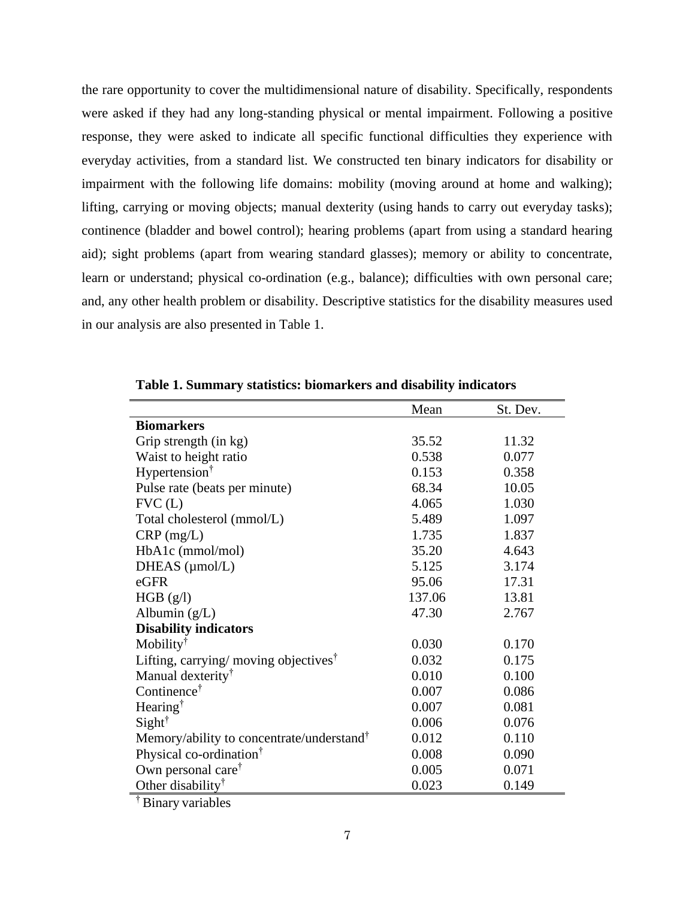the rare opportunity to cover the multidimensional nature of disability. Specifically, respondents were asked if they had any long-standing physical or mental impairment. Following a positive response, they were asked to indicate all specific functional difficulties they experience with everyday activities, from a standard list. We constructed ten binary indicators for disability or impairment with the following life domains: mobility (moving around at home and walking); lifting, carrying or moving objects; manual dexterity (using hands to carry out everyday tasks); continence (bladder and bowel control); hearing problems (apart from using a standard hearing aid); sight problems (apart from wearing standard glasses); memory or ability to concentrate, learn or understand; physical co-ordination (e.g., balance); difficulties with own personal care; and, any other health problem or disability. Descriptive statistics for the disability measures used in our analysis are also presented in Table 1.

**Table 1. Summary statistics: biomarkers and disability indicators**

| | Mean | St. Dev. |
|---|---|---|
| **Biomarkers** | | |
| Grip strength (in kg) | 35.52 | 11.32 |
| Waist to height ratio | 0.538 | 0.077 |
| Hypertension† | 0.153 | 0.358 |
| Pulse rate (beats per minute) | 68.34 | 10.05 |
| FVC (L) | 4.065 | 1.030 |
| Total cholesterol (mmol/L) | 5.489 | 1.097 |
| CRP (mg/L) | 1.735 | 1.837 |
| HbA1c (mmol/mol) | 35.20 | 4.643 |
| DHEAS (μmol/L) | 5.125 | 3.174 |
| eGFR | 95.06 | 17.31 |
| HGB (g/l) | 137.06 | 13.81 |
| Albumin (g/L) | 47.30 | 2.767 |
| **Disability indicators** | | |
| Mobility† | 0.030 | 0.170 |
| Lifting, carrying/ moving objectives† | 0.032 | 0.175 |
| Manual dexterity† | 0.010 | 0.100 |
| Continence† | 0.007 | 0.086 |
| Hearing† | 0.007 | 0.081 |
| Sight† | 0.006 | 0.076 |
| Memory/ability to concentrate/understand† | 0.012 | 0.110 |
| Physical co-ordination† | 0.008 | 0.090 |
| Own personal care† | 0.005 | 0.071 |
| Other disability† | 0.023 | 0.149 |

† Binary variables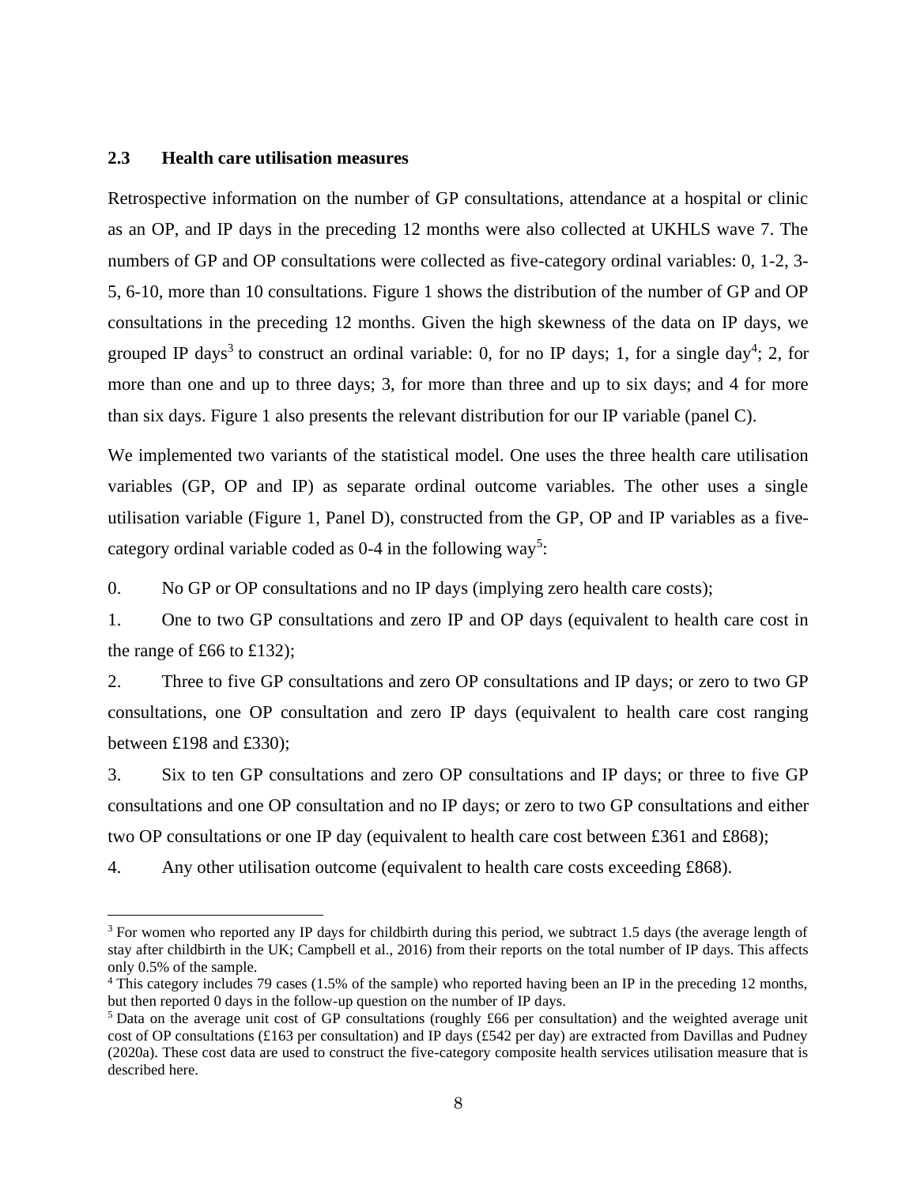### 2.3 Health care utilisation measures

Retrospective information on the number of GP consultations, attendance at a hospital or clinic as an OP, and IP days in the preceding 12 months were also collected at UKHLS wave 7. The numbers of GP and OP consultations were collected as five-category ordinal variables: 0, 1-2, 3-5, 6-10, more than 10 consultations. Figure 1 shows the distribution of the number of GP and OP consultations in the preceding 12 months. Given the high skewness of the data on IP days, we grouped IP days[3] to construct an ordinal variable: 0, for no IP days; 1, for a single day[4]; 2, for more than one and up to three days; 3, for more than three and up to six days; and 4 for more than six days. Figure 1 also presents the relevant distribution for our IP variable (panel C).

We implemented two variants of the statistical model. One uses the three health care utilisation variables (GP, OP and IP) as separate ordinal outcome variables. The other uses a single utilisation variable (Figure 1, Panel D), constructed from the GP, OP and IP variables as a five-category ordinal variable coded as 0-4 in the following way[5]:

0. No GP or OP consultations and no IP days (implying zero health care costs);

1. One to two GP consultations and zero IP and OP days (equivalent to health care cost in the range of £66 to £132);

2. Three to five GP consultations and zero OP consultations and IP days; or zero to two GP consultations, one OP consultation and zero IP days (equivalent to health care cost ranging between £198 and £330);

3. Six to ten GP consultations and zero OP consultations and IP days; or three to five GP consultations and one OP consultation and no IP days; or zero to two GP consultations and either two OP consultations or one IP day (equivalent to health care cost between £361 and £868);

4. Any other utilisation outcome (equivalent to health care costs exceeding £868).

---

[3] For women who reported any IP days for childbirth during this period, we subtract 1.5 days (the average length of stay after childbirth in the UK; Campbell et al., 2016) from their reports on the total number of IP days. This affects only 0.5% of the sample.

[4] This category includes 79 cases (1.5% of the sample) who reported having been an IP in the preceding 12 months, but then reported 0 days in the follow-up question on the number of IP days.

[5] Data on the average unit cost of GP consultations (roughly £66 per consultation) and the weighted average unit cost of OP consultations (£163 per consultation) and IP days (£542 per day) are extracted from Davillas and Pudney (2020a). These cost data are used to construct the five-category composite health services utilisation measure that is described here.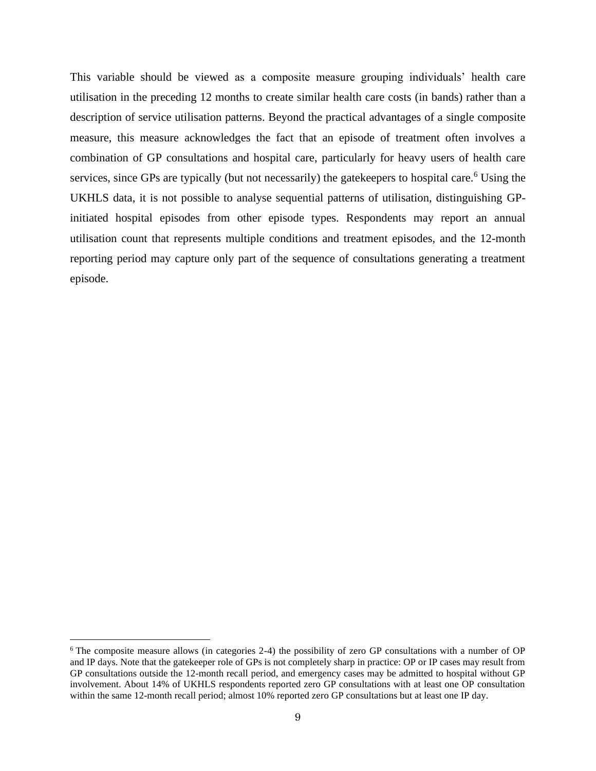This variable should be viewed as a composite measure grouping individuals' health care utilisation in the preceding 12 months to create similar health care costs (in bands) rather than a description of service utilisation patterns. Beyond the practical advantages of a single composite measure, this measure acknowledges the fact that an episode of treatment often involves a combination of GP consultations and hospital care, particularly for heavy users of health care services, since GPs are typically (but not necessarily) the gatekeepers to hospital care.[6] Using the UKHLS data, it is not possible to analyse sequential patterns of utilisation, distinguishing GP-initiated hospital episodes from other episode types. Respondents may report an annual utilisation count that represents multiple conditions and treatment episodes, and the 12-month reporting period may capture only part of the sequence of consultations generating a treatment episode.

[6] The composite measure allows (in categories 2-4) the possibility of zero GP consultations with a number of OP and IP days. Note that the gatekeeper role of GPs is not completely sharp in practice: OP or IP cases may result from GP consultations outside the 12-month recall period, and emergency cases may be admitted to hospital without GP involvement. About 14% of UKHLS respondents reported zero GP consultations with at least one OP consultation within the same 12-month recall period; almost 10% reported zero GP consultations but at least one IP day.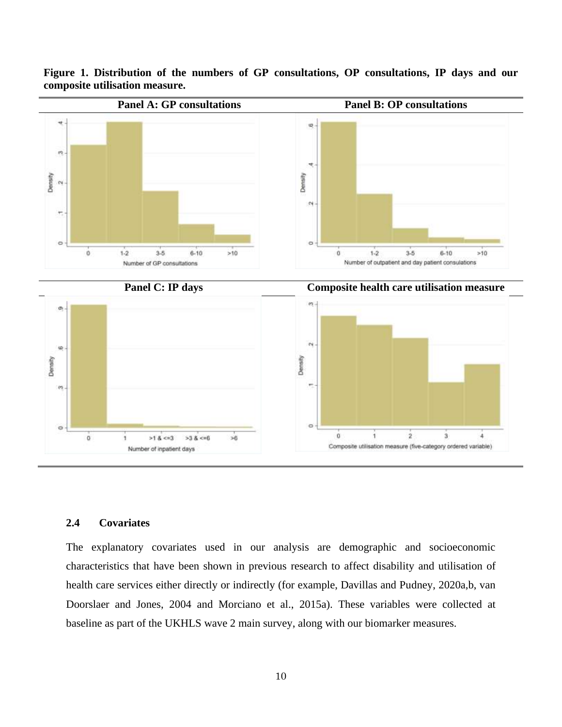**Figure 1. Distribution of the numbers of GP consultations, OP consultations, IP days and our composite utilisation measure.**

**Panel A: GP consultations** | **Panel B: OP consultations**

**Panel C: IP days** | **Composite health care utilisation measure**

### 2.4 Covariates

The explanatory covariates used in our analysis are demographic and socioeconomic characteristics that have been shown in previous research to affect disability and utilisation of health care services either directly or indirectly (for example, Davillas and Pudney, 2020a,b, van Doorslaer and Jones, 2004 and Morciano et al., 2015a). These variables were collected at baseline as part of the UKHLS wave 2 main survey, along with our biomarker measures.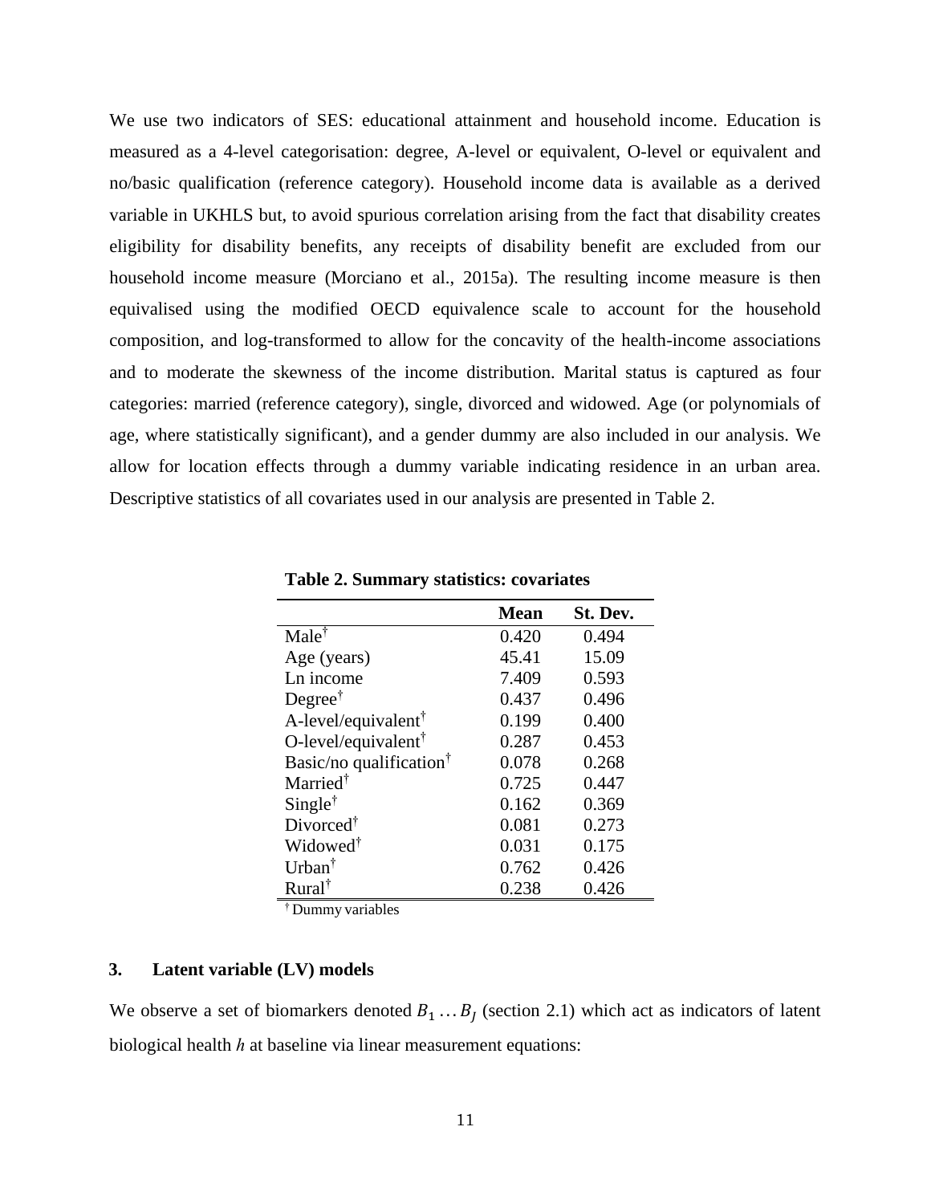We use two indicators of SES: educational attainment and household income. Education is measured as a 4-level categorisation: degree, A-level or equivalent, O-level or equivalent and no/basic qualification (reference category). Household income data is available as a derived variable in UKHLS but, to avoid spurious correlation arising from the fact that disability creates eligibility for disability benefits, any receipts of disability benefit are excluded from our household income measure (Morciano et al., 2015a). The resulting income measure is then equivalised using the modified OECD equivalence scale to account for the household composition, and log-transformed to allow for the concavity of the health-income associations and to moderate the skewness of the income distribution. Marital status is captured as four categories: married (reference category), single, divorced and widowed. Age (or polynomials of age, where statistically significant), and a gender dummy are also included in our analysis. We allow for location effects through a dummy variable indicating residence in an urban area. Descriptive statistics of all covariates used in our analysis are presented in Table 2.

**Table 2. Summary statistics: covariates**

| | Mean | St. Dev. |
|---|---|---|
| Male† | 0.420 | 0.494 |
| Age (years) | 45.41 | 15.09 |
| Ln income | 7.409 | 0.593 |
| Degree† | 0.437 | 0.496 |
| A-level/equivalent† | 0.199 | 0.400 |
| O-level/equivalent† | 0.287 | 0.453 |
| Basic/no qualification† | 0.078 | 0.268 |
| Married† | 0.725 | 0.447 |
| Single† | 0.162 | 0.369 |
| Divorced† | 0.081 | 0.273 |
| Widowed† | 0.031 | 0.175 |
| Urban† | 0.762 | 0.426 |
| Rural† | 0.238 | 0.426 |

† Dummy variables

## 3. Latent variable (LV) models

We observe a set of biomarkers denoted $B_1 \ldots B_J$ (section 2.1) which act as indicators of latent biological health *h* at baseline via linear measurement equations: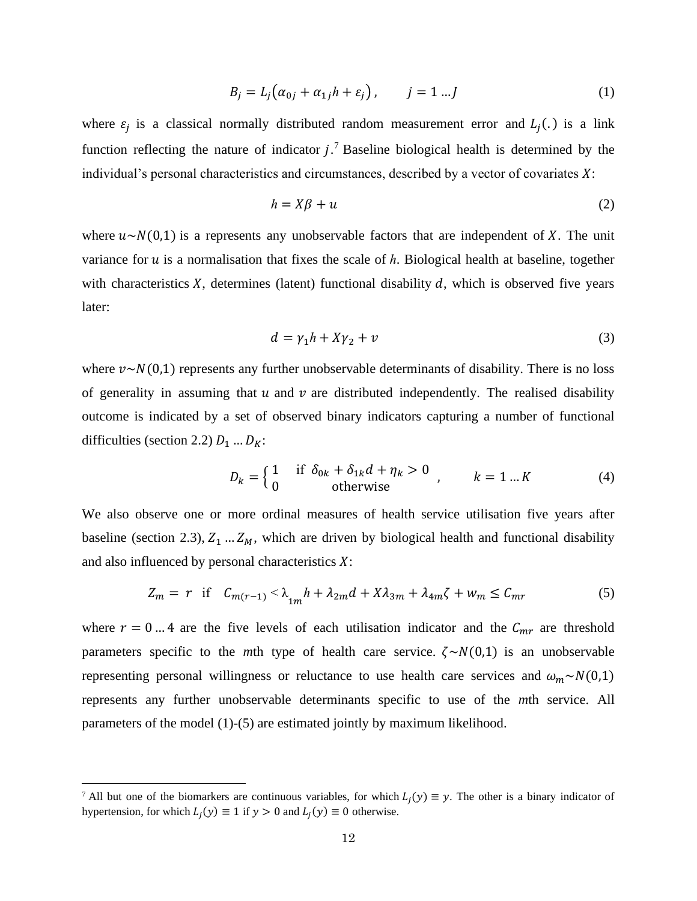$$B_j = L_j\big(\alpha_{0j} + \alpha_{1j}h + \varepsilon_j\big)\,, \qquad j = 1 \dots J \tag{1}$$

where $\varepsilon_j$ is a classical normally distributed random measurement error and $L_j(.)$ is a link function reflecting the nature of indicator $j$.[7] Baseline biological health is determined by the individual's personal characteristics and circumstances, described by a vector of covariates $X$:

$$h = X\beta + u \tag{2}$$

where $u \sim N(0,1)$ is a represents any unobservable factors that are independent of $X$. The unit variance for $u$ is a normalisation that fixes the scale of $h$. Biological health at baseline, together with characteristics $X$, determines (latent) functional disability $d$, which is observed five years later:

$$d = \gamma_1 h + X\gamma_2 + v \tag{3}$$

where $v \sim N(0,1)$ represents any further unobservable determinants of disability. There is no loss of generality in assuming that $u$ and $v$ are distributed independently. The realised disability outcome is indicated by a set of observed binary indicators capturing a number of functional difficulties (section 2.2) $D_1 \dots D_K$:

$$D_k = \begin{cases} 1 & \text{if } \delta_{0k} + \delta_{1k} d + \eta_k > 0 \\ 0 & \text{otherwise} \end{cases}\,, \qquad k = 1 \dots K \tag{4}$$

We also observe one or more ordinal measures of health service utilisation five years after baseline (section 2.3), $Z_1 \dots Z_M$, which are driven by biological health and functional disability and also influenced by personal characteristics $X$:

$$Z_m = r \quad \text{if} \quad C_{m(r-1)} < \lambda_{1m} h + \lambda_{2m} d + X\lambda_{3m} + \lambda_{4m}\zeta + w_m \leq C_{mr} \tag{5}$$

where $r = 0 \dots 4$ are the five levels of each utilisation indicator and the $C_{mr}$ are threshold parameters specific to the *m*th type of health care service. $\zeta \sim N(0,1)$ is an unobservable representing personal willingness or reluctance to use health care services and $\omega_m \sim N(0,1)$ represents any further unobservable determinants specific to use of the *m*th service. All parameters of the model (1)-(5) are estimated jointly by maximum likelihood.

[7] All but one of the biomarkers are continuous variables, for which $L_j(y) \equiv y$. The other is a binary indicator of hypertension, for which $L_j(y) \equiv 1$ if $y > 0$ and $L_j(y) \equiv 0$ otherwise.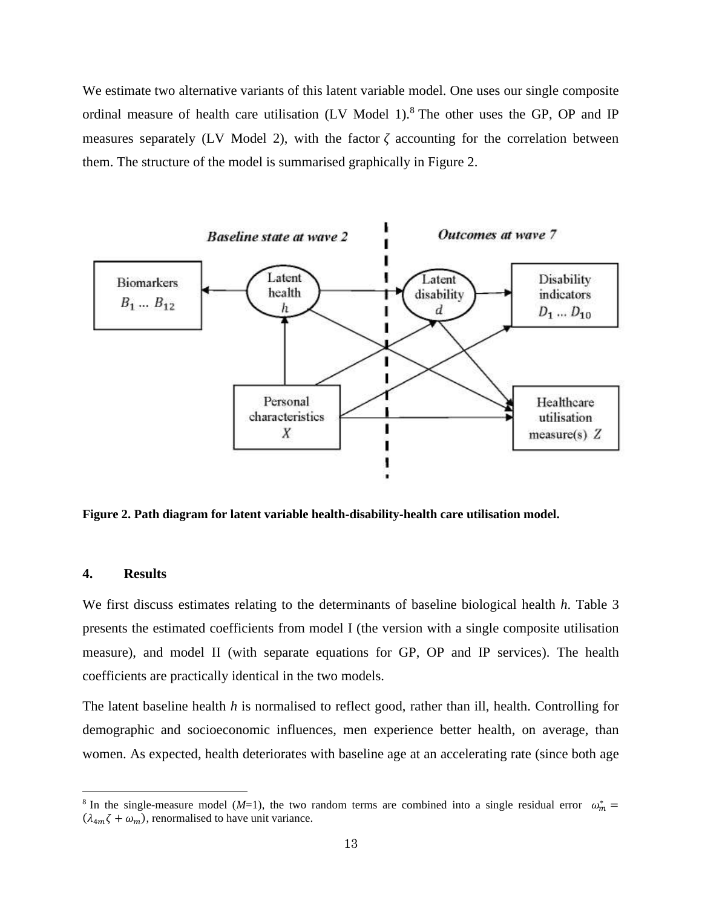We estimate two alternative variants of this latent variable model. One uses our single composite ordinal measure of health care utilisation (LV Model 1).[8] The other uses the GP, OP and IP measures separately (LV Model 2), with the factor $\zeta$ accounting for the correlation between them. The structure of the model is summarised graphically in Figure 2.

**Figure 2. Path diagram for latent variable health-disability-health care utilisation model.**

## 4. Results

We first discuss estimates relating to the determinants of baseline biological health *h*. Table 3 presents the estimated coefficients from model I (the version with a single composite utilisation measure), and model II (with separate equations for GP, OP and IP services). The health coefficients are practically identical in the two models.

The latent baseline health *h* is normalised to reflect good, rather than ill, health. Controlling for demographic and socioeconomic influences, men experience better health, on average, than women. As expected, health deteriorates with baseline age at an accelerating rate (since both age

[8] In the single-measure model ($M$=1), the two random terms are combined into a single residual error $\omega_m^* = (\lambda_{4m}\zeta + \omega_m)$, renormalised to have unit variance.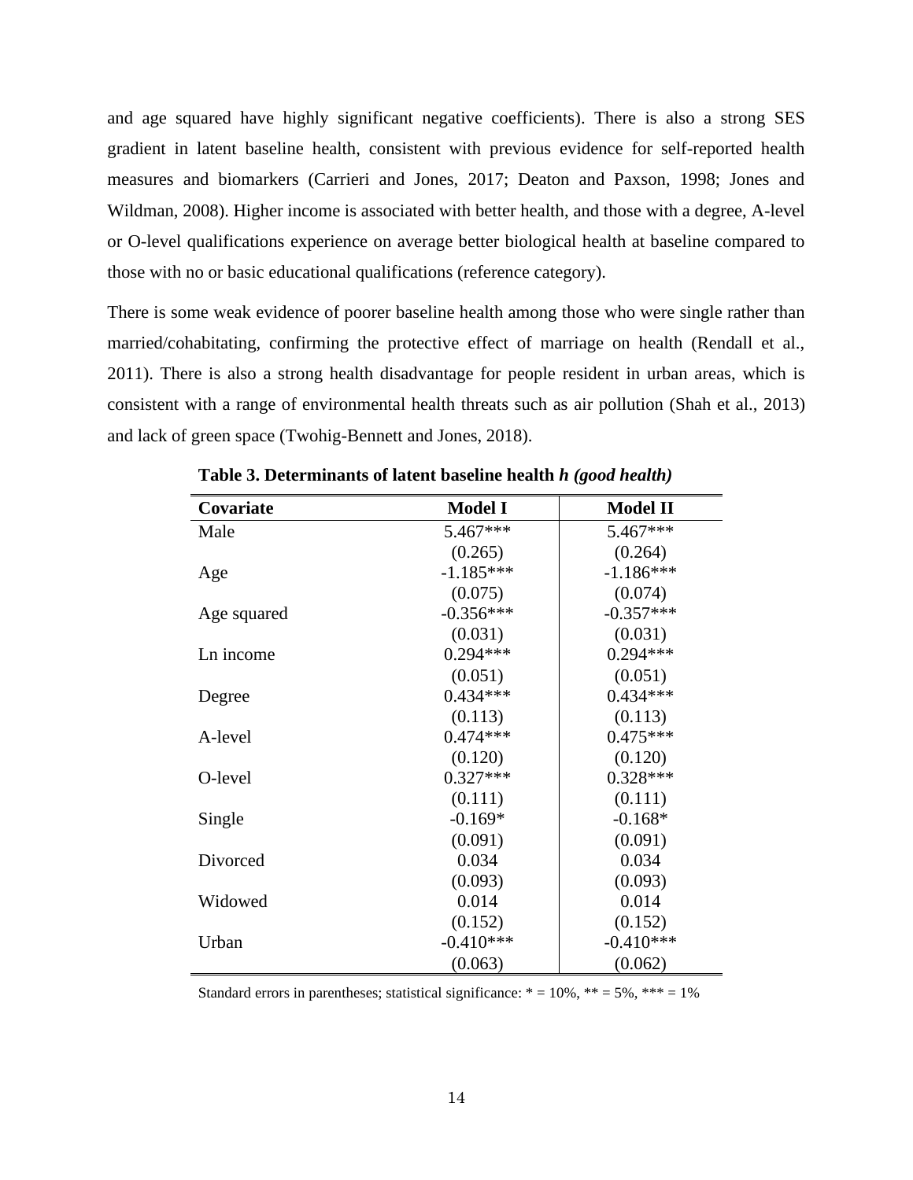and age squared have highly significant negative coefficients). There is also a strong SES gradient in latent baseline health, consistent with previous evidence for self-reported health measures and biomarkers (Carrieri and Jones, 2017; Deaton and Paxson, 1998; Jones and Wildman, 2008). Higher income is associated with better health, and those with a degree, A-level or O-level qualifications experience on average better biological health at baseline compared to those with no or basic educational qualifications (reference category).

There is some weak evidence of poorer baseline health among those who were single rather than married/cohabitating, confirming the protective effect of marriage on health (Rendall et al., 2011). There is also a strong health disadvantage for people resident in urban areas, which is consistent with a range of environmental health threats such as air pollution (Shah et al., 2013) and lack of green space (Twohig-Bennett and Jones, 2018).

**Table 3. Determinants of latent baseline health *h (good health)***

| Covariate | Model I | Model II |
|---|---|---|
| Male | 5.467*** | 5.467*** |
| | (0.265) | (0.264) |
| Age | -1.185*** | -1.186*** |
| | (0.075) | (0.074) |
| Age squared | -0.356*** | -0.357*** |
| | (0.031) | (0.031) |
| Ln income | 0.294*** | 0.294*** |
| | (0.051) | (0.051) |
| Degree | 0.434*** | 0.434*** |
| | (0.113) | (0.113) |
| A-level | 0.474*** | 0.475*** |
| | (0.120) | (0.120) |
| O-level | 0.327*** | 0.328*** |
| | (0.111) | (0.111) |
| Single | -0.169* | -0.168* |
| | (0.091) | (0.091) |
| Divorced | 0.034 | 0.034 |
| | (0.093) | (0.093) |
| Widowed | 0.014 | 0.014 |
| | (0.152) | (0.152) |
| Urban | -0.410*** | -0.410*** |
| | (0.063) | (0.062) |

Standard errors in parentheses; statistical significance: * = 10%, ** = 5%, *** = 1%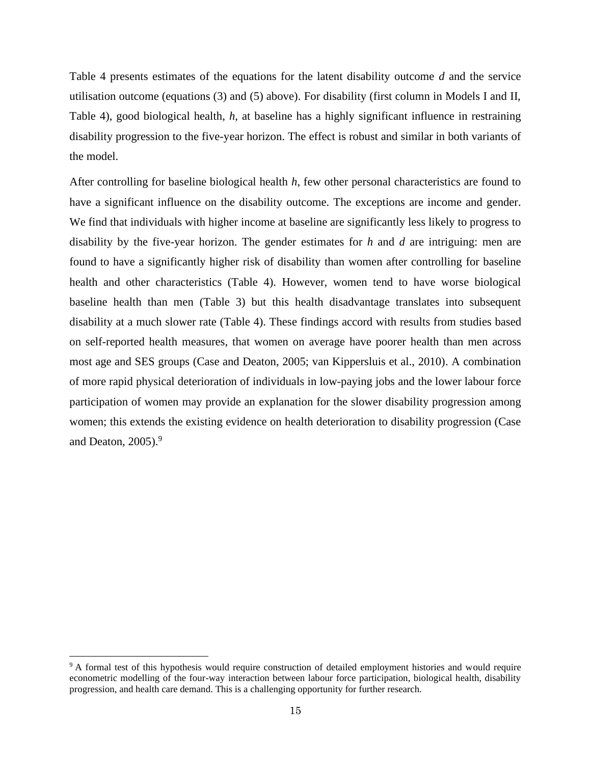Table 4 presents estimates of the equations for the latent disability outcome *d* and the service utilisation outcome (equations (3) and (5) above). For disability (first column in Models I and II, Table 4), good biological health, *h*, at baseline has a highly significant influence in restraining disability progression to the five-year horizon. The effect is robust and similar in both variants of the model.

After controlling for baseline biological health *h*, few other personal characteristics are found to have a significant influence on the disability outcome. The exceptions are income and gender. We find that individuals with higher income at baseline are significantly less likely to progress to disability by the five-year horizon. The gender estimates for *h* and *d* are intriguing: men are found to have a significantly higher risk of disability than women after controlling for baseline health and other characteristics (Table 4). However, women tend to have worse biological baseline health than men (Table 3) but this health disadvantage translates into subsequent disability at a much slower rate (Table 4). These findings accord with results from studies based on self-reported health measures, that women on average have poorer health than men across most age and SES groups (Case and Deaton, 2005; van Kippersluis et al., 2010). A combination of more rapid physical deterioration of individuals in low-paying jobs and the lower labour force participation of women may provide an explanation for the slower disability progression among women; this extends the existing evidence on health deterioration to disability progression (Case and Deaton, 2005).[9]

[9] A formal test of this hypothesis would require construction of detailed employment histories and would require econometric modelling of the four-way interaction between labour force participation, biological health, disability progression, and health care demand. This is a challenging opportunity for further research.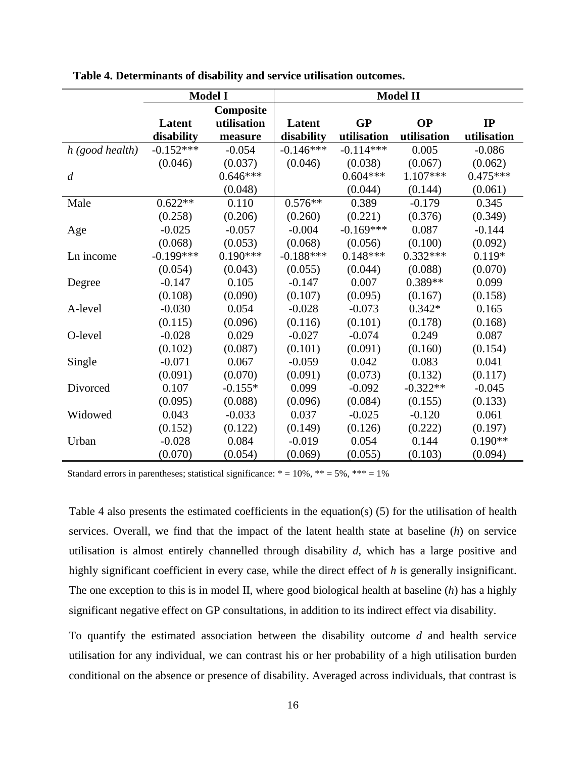**Table 4. Determinants of disability and service utilisation outcomes.**

| | Model I | | Model II | | | |
|---|---|---|---|---|---|---|
| | Latent disability | Composite utilisation measure | Latent disability | GP utilisation | OP utilisation | IP utilisation |
| *h (good health)* | -0.152*** | -0.054 | -0.146*** | -0.114*** | 0.005 | -0.086 |
| | (0.046) | (0.037) | (0.046) | (0.038) | (0.067) | (0.062) |
| *d* | | 0.646*** | | 0.604*** | 1.107*** | 0.475*** |
| | | (0.048) | | (0.044) | (0.144) | (0.061) |
| Male | 0.622** | 0.110 | 0.576** | 0.389 | -0.179 | 0.345 |
| | (0.258) | (0.206) | (0.260) | (0.221) | (0.376) | (0.349) |
| Age | -0.025 | -0.057 | -0.004 | -0.169*** | 0.087 | -0.144 |
| | (0.068) | (0.053) | (0.068) | (0.056) | (0.100) | (0.092) |
| Ln income | -0.199*** | 0.190*** | -0.188*** | 0.148*** | 0.332*** | 0.119* |
| | (0.054) | (0.043) | (0.055) | (0.044) | (0.088) | (0.070) |
| Degree | -0.147 | 0.105 | -0.147 | 0.007 | 0.389** | 0.099 |
| | (0.108) | (0.090) | (0.107) | (0.095) | (0.167) | (0.158) |
| A-level | -0.030 | 0.054 | -0.028 | -0.073 | 0.342* | 0.165 |
| | (0.115) | (0.096) | (0.116) | (0.101) | (0.178) | (0.168) |
| O-level | -0.028 | 0.029 | -0.027 | -0.074 | 0.249 | 0.087 |
| | (0.102) | (0.087) | (0.101) | (0.091) | (0.160) | (0.154) |
| Single | -0.071 | 0.067 | -0.059 | 0.042 | 0.083 | 0.041 |
| | (0.091) | (0.070) | (0.091) | (0.073) | (0.132) | (0.117) |
| Divorced | 0.107 | -0.155* | 0.099 | -0.092 | -0.322** | -0.045 |
| | (0.095) | (0.088) | (0.096) | (0.084) | (0.155) | (0.133) |
| Widowed | 0.043 | -0.033 | 0.037 | -0.025 | -0.120 | 0.061 |
| | (0.152) | (0.122) | (0.149) | (0.126) | (0.222) | (0.197) |
| Urban | -0.028 | 0.084 | -0.019 | 0.054 | 0.144 | 0.190** |
| | (0.070) | (0.054) | (0.069) | (0.055) | (0.103) | (0.094) |

Standard errors in parentheses; statistical significance: * = 10%, ** = 5%, *** = 1%

Table 4 also presents the estimated coefficients in the equation(s) (5) for the utilisation of health services. Overall, we find that the impact of the latent health state at baseline ($h$) on service utilisation is almost entirely channelled through disability $d$, which has a large positive and highly significant coefficient in every case, while the direct effect of $h$ is generally insignificant. The one exception to this is in model II, where good biological health at baseline ($h$) has a highly significant negative effect on GP consultations, in addition to its indirect effect via disability.

To quantify the estimated association between the disability outcome $d$ and health service utilisation for any individual, we can contrast his or her probability of a high utilisation burden conditional on the absence or presence of disability. Averaged across individuals, that contrast is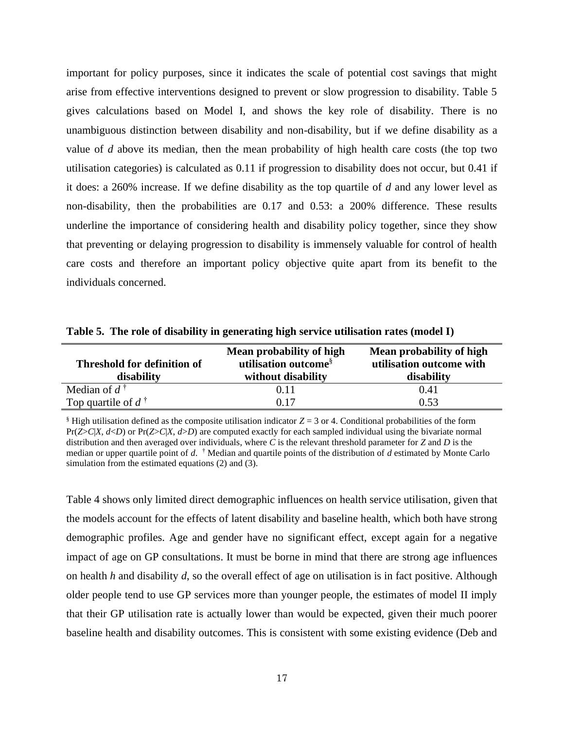important for policy purposes, since it indicates the scale of potential cost savings that might arise from effective interventions designed to prevent or slow progression to disability. Table 5 gives calculations based on Model I, and shows the key role of disability. There is no unambiguous distinction between disability and non-disability, but if we define disability as a value of $d$ above its median, then the mean probability of high health care costs (the top two utilisation categories) is calculated as 0.11 if progression to disability does not occur, but 0.41 if it does: a 260% increase. If we define disability as the top quartile of $d$ and any lower level as non-disability, then the probabilities are 0.17 and 0.53: a 200% difference. These results underline the importance of considering health and disability policy together, since they show that preventing or delaying progression to disability is immensely valuable for control of health care costs and therefore an important policy objective quite apart from its benefit to the individuals concerned.

**Table 5. The role of disability in generating high service utilisation rates (model I)**

| Threshold for definition of disability | Mean probability of high utilisation outcome[§] without disability | Mean probability of high utilisation outcome with disability |
|---|---|---|
| Median of $d$ [†] | 0.11 | 0.41 |
| Top quartile of $d$ [†] | 0.17 | 0.53 |

[§] High utilisation defined as the composite utilisation indicator $Z = 3$ or 4. Conditional probabilities of the form $\Pr(Z>C|X, d<D)$ or $\Pr(Z>C|X, d>D)$ are computed exactly for each sampled individual using the bivariate normal distribution and then averaged over individuals, where $C$ is the relevant threshold parameter for $Z$ and $D$ is the median or upper quartile point of $d$. [†] Median and quartile points of the distribution of $d$ estimated by Monte Carlo simulation from the estimated equations (2) and (3).

Table 4 shows only limited direct demographic influences on health service utilisation, given that the models account for the effects of latent disability and baseline health, which both have strong demographic profiles. Age and gender have no significant effect, except again for a negative impact of age on GP consultations. It must be borne in mind that there are strong age influences on health $h$ and disability $d$, so the overall effect of age on utilisation is in fact positive. Although older people tend to use GP services more than younger people, the estimates of model II imply that their GP utilisation rate is actually lower than would be expected, given their much poorer baseline health and disability outcomes. This is consistent with some existing evidence (Deb and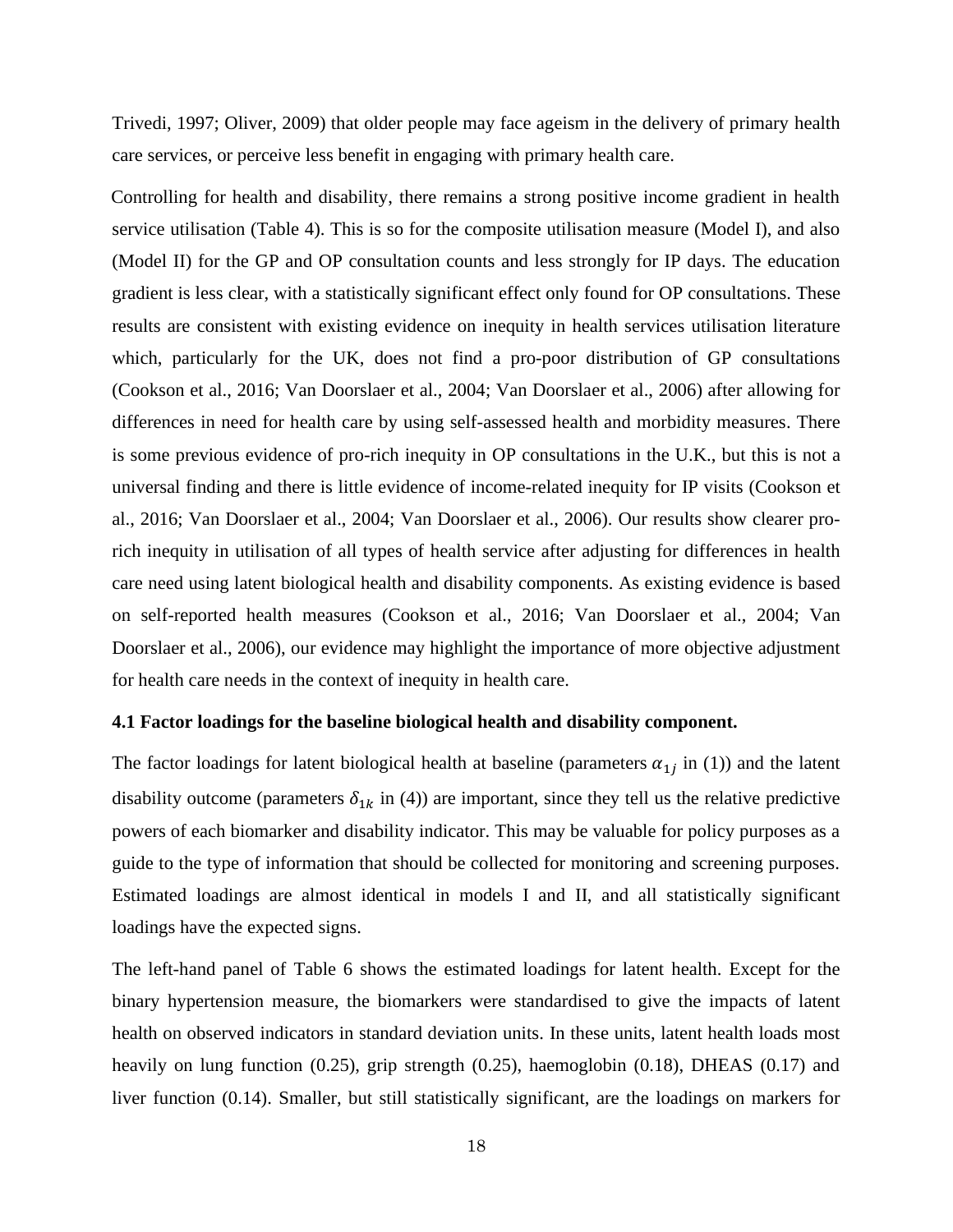Trivedi, 1997; Oliver, 2009) that older people may face ageism in the delivery of primary health care services, or perceive less benefit in engaging with primary health care.

Controlling for health and disability, there remains a strong positive income gradient in health service utilisation (Table 4). This is so for the composite utilisation measure (Model I), and also (Model II) for the GP and OP consultation counts and less strongly for IP days. The education gradient is less clear, with a statistically significant effect only found for OP consultations. These results are consistent with existing evidence on inequity in health services utilisation literature which, particularly for the UK, does not find a pro-poor distribution of GP consultations (Cookson et al., 2016; Van Doorslaer et al., 2004; Van Doorslaer et al., 2006) after allowing for differences in need for health care by using self-assessed health and morbidity measures. There is some previous evidence of pro-rich inequity in OP consultations in the U.K., but this is not a universal finding and there is little evidence of income-related inequity for IP visits (Cookson et al., 2016; Van Doorslaer et al., 2004; Van Doorslaer et al., 2006). Our results show clearer pro-rich inequity in utilisation of all types of health service after adjusting for differences in health care need using latent biological health and disability components. As existing evidence is based on self-reported health measures (Cookson et al., 2016; Van Doorslaer et al., 2004; Van Doorslaer et al., 2006), our evidence may highlight the importance of more objective adjustment for health care needs in the context of inequity in health care.

**4.1 Factor loadings for the baseline biological health and disability component.**

The factor loadings for latent biological health at baseline (parameters $\alpha_{1j}$ in (1)) and the latent disability outcome (parameters $\delta_{1k}$ in (4)) are important, since they tell us the relative predictive powers of each biomarker and disability indicator. This may be valuable for policy purposes as a guide to the type of information that should be collected for monitoring and screening purposes. Estimated loadings are almost identical in models I and II, and all statistically significant loadings have the expected signs.

The left-hand panel of Table 6 shows the estimated loadings for latent health. Except for the binary hypertension measure, the biomarkers were standardised to give the impacts of latent health on observed indicators in standard deviation units. In these units, latent health loads most heavily on lung function (0.25), grip strength (0.25), haemoglobin (0.18), DHEAS (0.17) and liver function (0.14). Smaller, but still statistically significant, are the loadings on markers for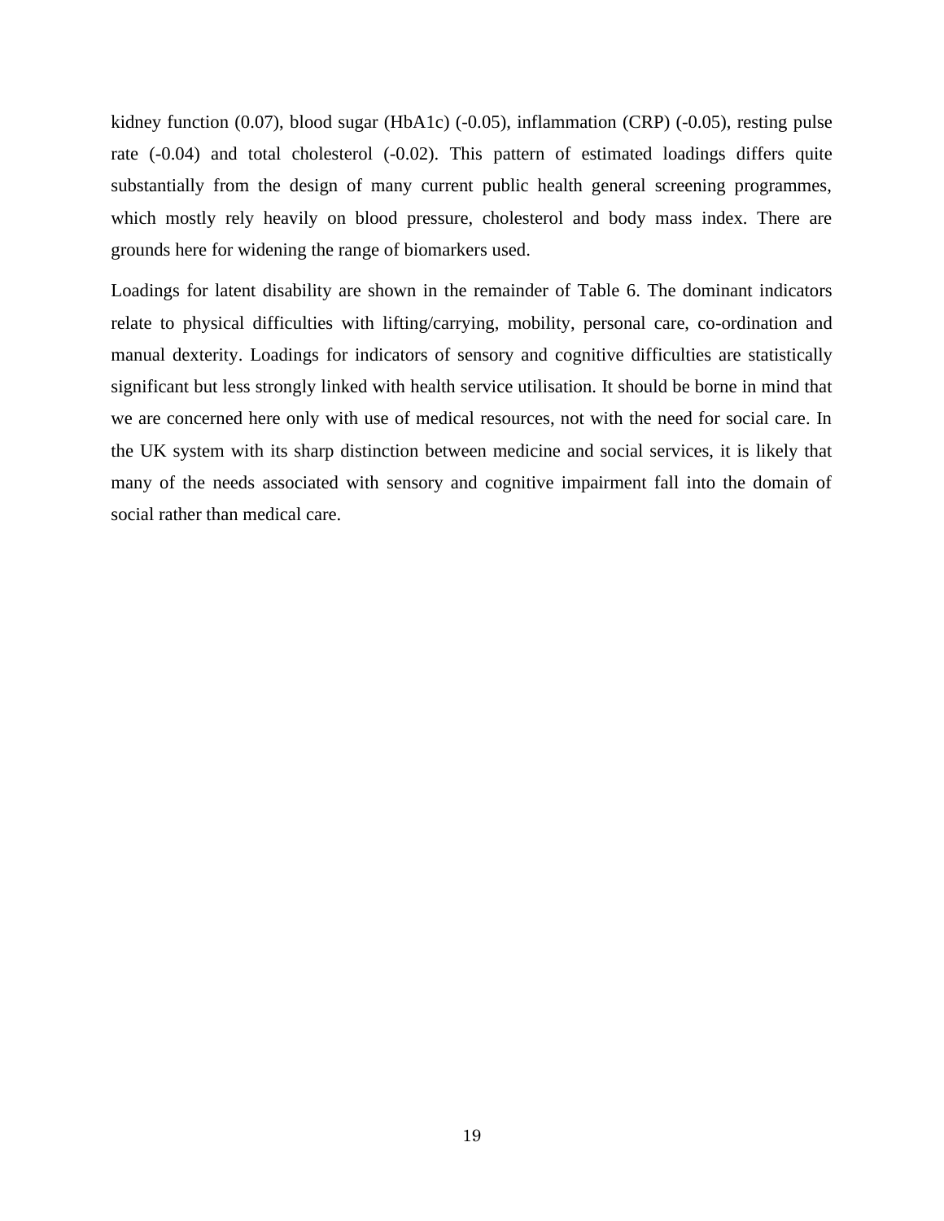kidney function (0.07), blood sugar (HbA1c) (-0.05), inflammation (CRP) (-0.05), resting pulse rate (-0.04) and total cholesterol (-0.02). This pattern of estimated loadings differs quite substantially from the design of many current public health general screening programmes, which mostly rely heavily on blood pressure, cholesterol and body mass index. There are grounds here for widening the range of biomarkers used.

Loadings for latent disability are shown in the remainder of Table 6. The dominant indicators relate to physical difficulties with lifting/carrying, mobility, personal care, co-ordination and manual dexterity. Loadings for indicators of sensory and cognitive difficulties are statistically significant but less strongly linked with health service utilisation. It should be borne in mind that we are concerned here only with use of medical resources, not with the need for social care. In the UK system with its sharp distinction between medicine and social services, it is likely that many of the needs associated with sensory and cognitive impairment fall into the domain of social rather than medical care.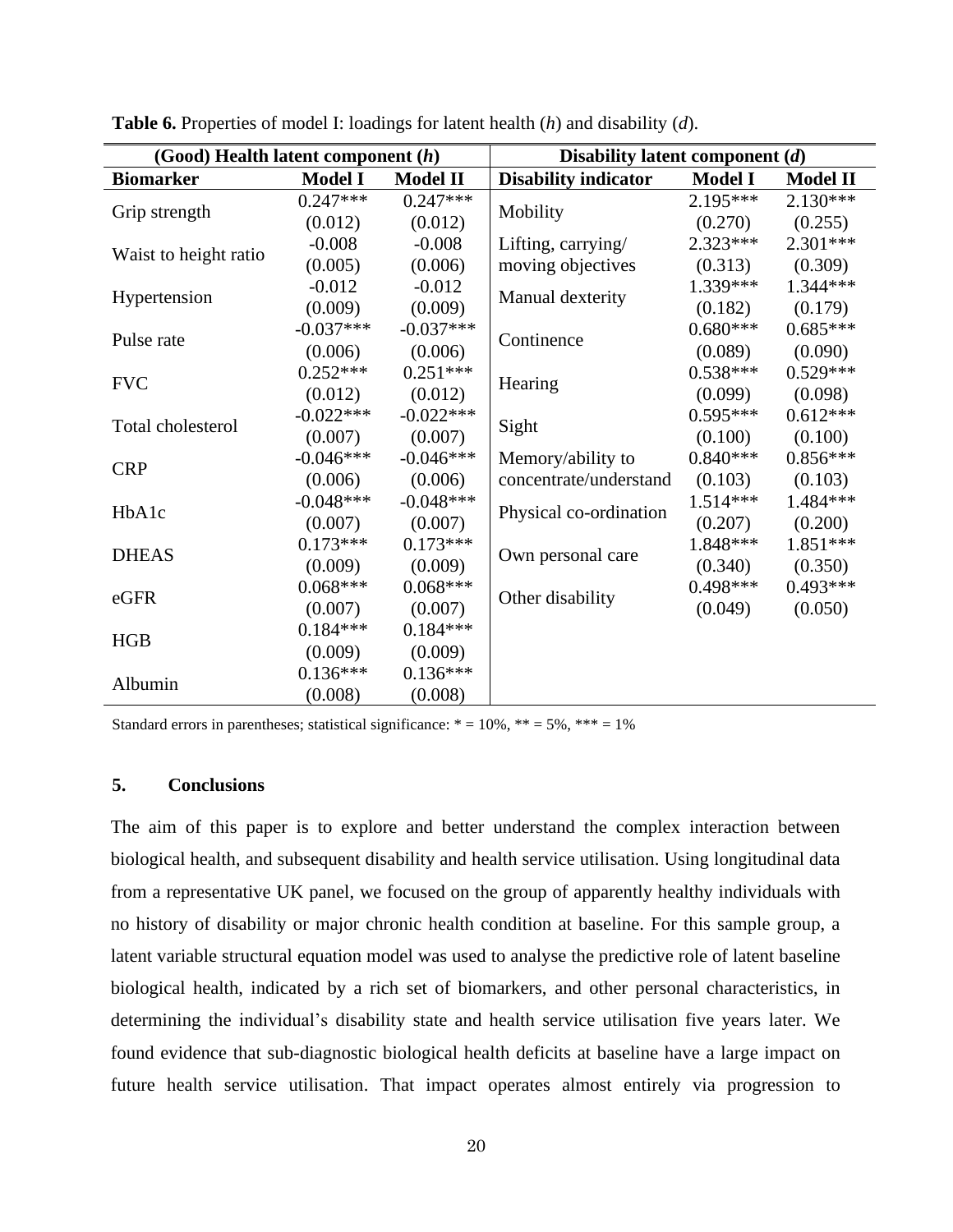**Table 6.** Properties of model I: loadings for latent health (*h*) and disability (*d*).

| (Good) Health latent component (*h*) | | | Disability latent component (*d*) | | |
|---|---|---|---|---|---|
| **Biomarker** | **Model I** | **Model II** | **Disability indicator** | **Model I** | **Model II** |
| Grip strength | 0.247*** (0.012) | 0.247*** (0.012) | Mobility | 2.195*** (0.270) | 2.130*** (0.255) |
| Waist to height ratio | -0.008 (0.005) | -0.008 (0.006) | Lifting, carrying/ moving objectives | 2.323*** (0.313) | 2.301*** (0.309) |
| Hypertension | -0.012 (0.009) | -0.012 (0.009) | Manual dexterity | 1.339*** (0.182) | 1.344*** (0.179) |
| Pulse rate | -0.037*** (0.006) | -0.037*** (0.006) | Continence | 0.680*** (0.089) | 0.685*** (0.090) |
| FVC | 0.252*** (0.012) | 0.251*** (0.012) | Hearing | 0.538*** (0.099) | 0.529*** (0.098) |
| Total cholesterol | -0.022*** (0.007) | -0.022*** (0.007) | Sight | 0.595*** (0.100) | 0.612*** (0.100) |
| CRP | -0.046*** (0.006) | -0.046*** (0.006) | Memory/ability to concentrate/understand | 0.840*** (0.103) | 0.856*** (0.103) |
| HbA1c | -0.048*** (0.007) | -0.048*** (0.007) | Physical co-ordination | 1.514*** (0.207) | 1.484*** (0.200) |
| DHEAS | 0.173*** (0.009) | 0.173*** (0.009) | Own personal care | 1.848*** (0.340) | 1.851*** (0.350) |
| eGFR | 0.068*** (0.007) | 0.068*** (0.007) | Other disability | 0.498*** (0.049) | 0.493*** (0.050) |
| HGB | 0.184*** (0.009) | 0.184*** (0.009) | | | |
| Albumin | 0.136*** (0.008) | 0.136*** (0.008) | | | |

Standard errors in parentheses; statistical significance: * = 10%, ** = 5%, *** = 1%

## 5. Conclusions

The aim of this paper is to explore and better understand the complex interaction between biological health, and subsequent disability and health service utilisation. Using longitudinal data from a representative UK panel, we focused on the group of apparently healthy individuals with no history of disability or major chronic health condition at baseline. For this sample group, a latent variable structural equation model was used to analyse the predictive role of latent baseline biological health, indicated by a rich set of biomarkers, and other personal characteristics, in determining the individual's disability state and health service utilisation five years later. We found evidence that sub-diagnostic biological health deficits at baseline have a large impact on future health service utilisation. That impact operates almost entirely via progression to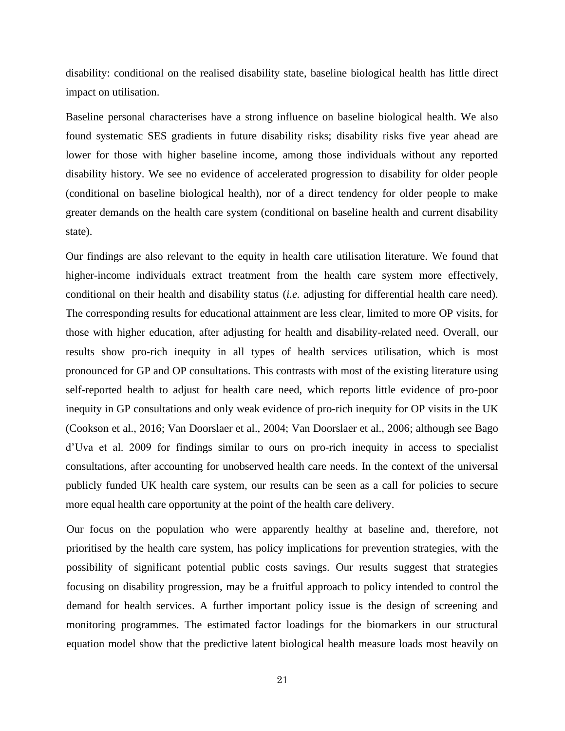disability: conditional on the realised disability state, baseline biological health has little direct impact on utilisation.

Baseline personal characterises have a strong influence on baseline biological health. We also found systematic SES gradients in future disability risks; disability risks five year ahead are lower for those with higher baseline income, among those individuals without any reported disability history. We see no evidence of accelerated progression to disability for older people (conditional on baseline biological health), nor of a direct tendency for older people to make greater demands on the health care system (conditional on baseline health and current disability state).

Our findings are also relevant to the equity in health care utilisation literature. We found that higher-income individuals extract treatment from the health care system more effectively, conditional on their health and disability status (*i.e.* adjusting for differential health care need). The corresponding results for educational attainment are less clear, limited to more OP visits, for those with higher education, after adjusting for health and disability-related need. Overall, our results show pro-rich inequity in all types of health services utilisation, which is most pronounced for GP and OP consultations. This contrasts with most of the existing literature using self-reported health to adjust for health care need, which reports little evidence of pro-poor inequity in GP consultations and only weak evidence of pro-rich inequity for OP visits in the UK (Cookson et al., 2016; Van Doorslaer et al., 2004; Van Doorslaer et al., 2006; although see Bago d'Uva et al. 2009 for findings similar to ours on pro-rich inequity in access to specialist consultations, after accounting for unobserved health care needs. In the context of the universal publicly funded UK health care system, our results can be seen as a call for policies to secure more equal health care opportunity at the point of the health care delivery.

Our focus on the population who were apparently healthy at baseline and, therefore, not prioritised by the health care system, has policy implications for prevention strategies, with the possibility of significant potential public costs savings. Our results suggest that strategies focusing on disability progression, may be a fruitful approach to policy intended to control the demand for health services. A further important policy issue is the design of screening and monitoring programmes. The estimated factor loadings for the biomarkers in our structural equation model show that the predictive latent biological health measure loads most heavily on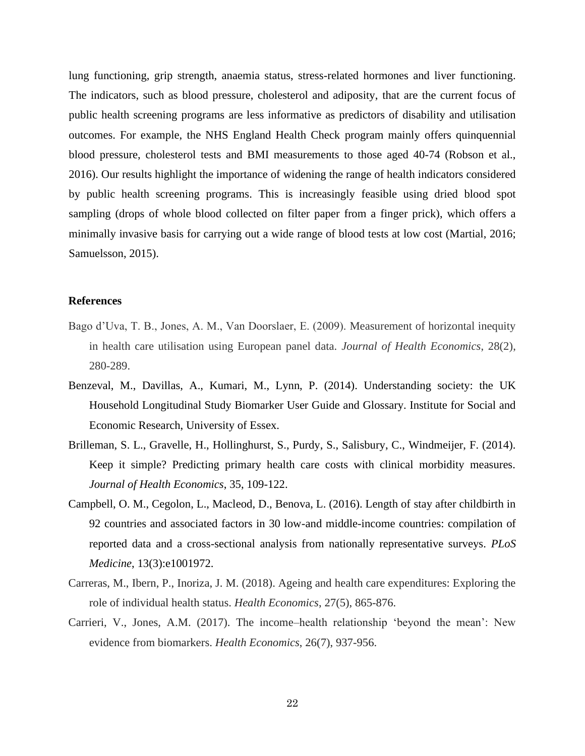lung functioning, grip strength, anaemia status, stress-related hormones and liver functioning. The indicators, such as blood pressure, cholesterol and adiposity, that are the current focus of public health screening programs are less informative as predictors of disability and utilisation outcomes. For example, the NHS England Health Check program mainly offers quinquennial blood pressure, cholesterol tests and BMI measurements to those aged 40-74 (Robson et al., 2016). Our results highlight the importance of widening the range of health indicators considered by public health screening programs. This is increasingly feasible using dried blood spot sampling (drops of whole blood collected on filter paper from a finger prick), which offers a minimally invasive basis for carrying out a wide range of blood tests at low cost (Martial, 2016; Samuelsson, 2015).

## References

Bago d'Uva, T. B., Jones, A. M., Van Doorslaer, E. (2009). Measurement of horizontal inequity in health care utilisation using European panel data. *Journal of Health Economics*, 28(2), 280-289.

Benzeval, M., Davillas, A., Kumari, M., Lynn, P. (2014). Understanding society: the UK Household Longitudinal Study Biomarker User Guide and Glossary. Institute for Social and Economic Research, University of Essex.

Brilleman, S. L., Gravelle, H., Hollinghurst, S., Purdy, S., Salisbury, C., Windmeijer, F. (2014). Keep it simple? Predicting primary health care costs with clinical morbidity measures. *Journal of Health Economics*, 35, 109-122.

Campbell, O. M., Cegolon, L., Macleod, D., Benova, L. (2016). Length of stay after childbirth in 92 countries and associated factors in 30 low-and middle-income countries: compilation of reported data and a cross-sectional analysis from nationally representative surveys. *PLoS Medicine*, 13(3):e1001972.

Carreras, M., Ibern, P., Inoriza, J. M. (2018). Ageing and health care expenditures: Exploring the role of individual health status. *Health Economics*, 27(5), 865-876.

Carrieri, V., Jones, A.M. (2017). The income–health relationship 'beyond the mean': New evidence from biomarkers. *Health Economics*, 26(7), 937-956.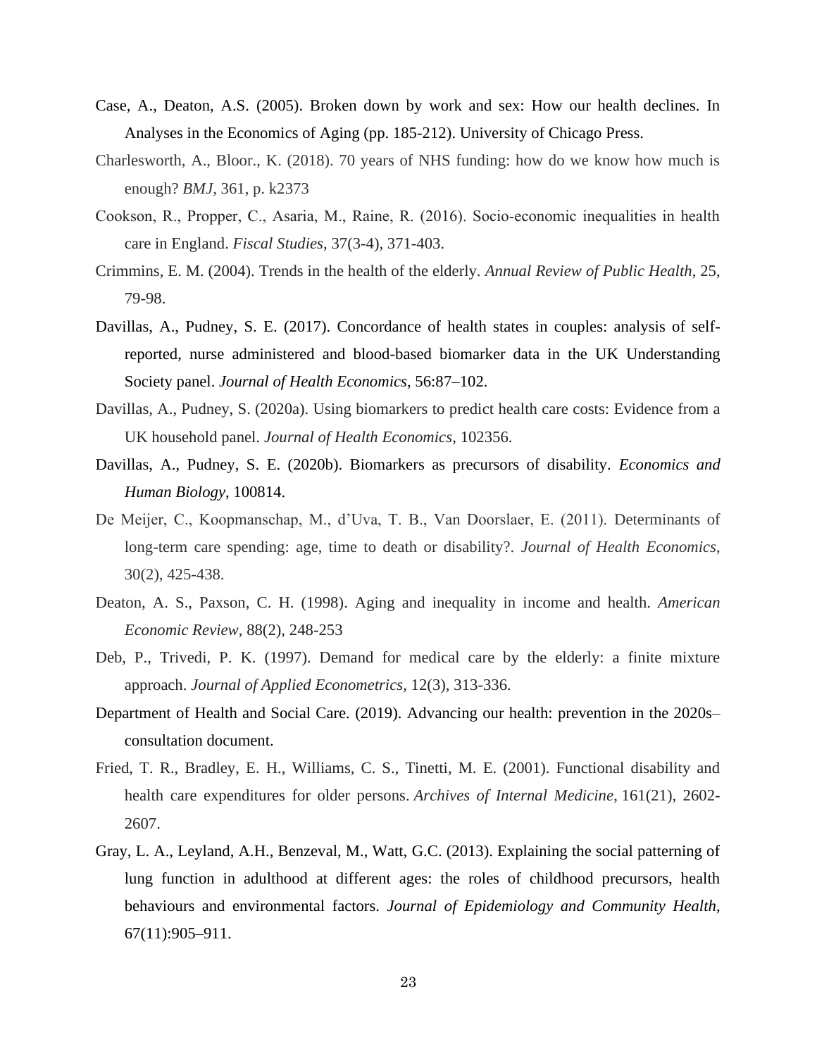Case, A., Deaton, A.S. (2005). Broken down by work and sex: How our health declines. In Analyses in the Economics of Aging (pp. 185-212). University of Chicago Press.

Charlesworth, A., Bloor., K. (2018). 70 years of NHS funding: how do we know how much is enough? *BMJ*, 361, p. k2373

Cookson, R., Propper, C., Asaria, M., Raine, R. (2016). Socio-economic inequalities in health care in England. *Fiscal Studies*, 37(3-4), 371-403.

Crimmins, E. M. (2004). Trends in the health of the elderly. *Annual Review of Public Health*, 25, 79-98.

Davillas, A., Pudney, S. E. (2017). Concordance of health states in couples: analysis of self-reported, nurse administered and blood-based biomarker data in the UK Understanding Society panel. *Journal of Health Economics*, 56:87–102.

Davillas, A., Pudney, S. (2020a). Using biomarkers to predict health care costs: Evidence from a UK household panel. *Journal of Health Economics*, 102356.

Davillas, A., Pudney, S. E. (2020b). Biomarkers as precursors of disability. *Economics and Human Biology*, 100814.

De Meijer, C., Koopmanschap, M., d'Uva, T. B., Van Doorslaer, E. (2011). Determinants of long-term care spending: age, time to death or disability?. *Journal of Health Economics*, 30(2), 425-438.

Deaton, A. S., Paxson, C. H. (1998). Aging and inequality in income and health. *American Economic Review*, 88(2), 248-253

Deb, P., Trivedi, P. K. (1997). Demand for medical care by the elderly: a finite mixture approach. *Journal of Applied Econometrics*, 12(3), 313-336.

Department of Health and Social Care. (2019). Advancing our health: prevention in the 2020s– consultation document.

Fried, T. R., Bradley, E. H., Williams, C. S., Tinetti, M. E. (2001). Functional disability and health care expenditures for older persons. *Archives of Internal Medicine*, 161(21), 2602-2607.

Gray, L. A., Leyland, A.H., Benzeval, M., Watt, G.C. (2013). Explaining the social patterning of lung function in adulthood at different ages: the roles of childhood precursors, health behaviours and environmental factors. *Journal of Epidemiology and Community Health*, 67(11):905–911.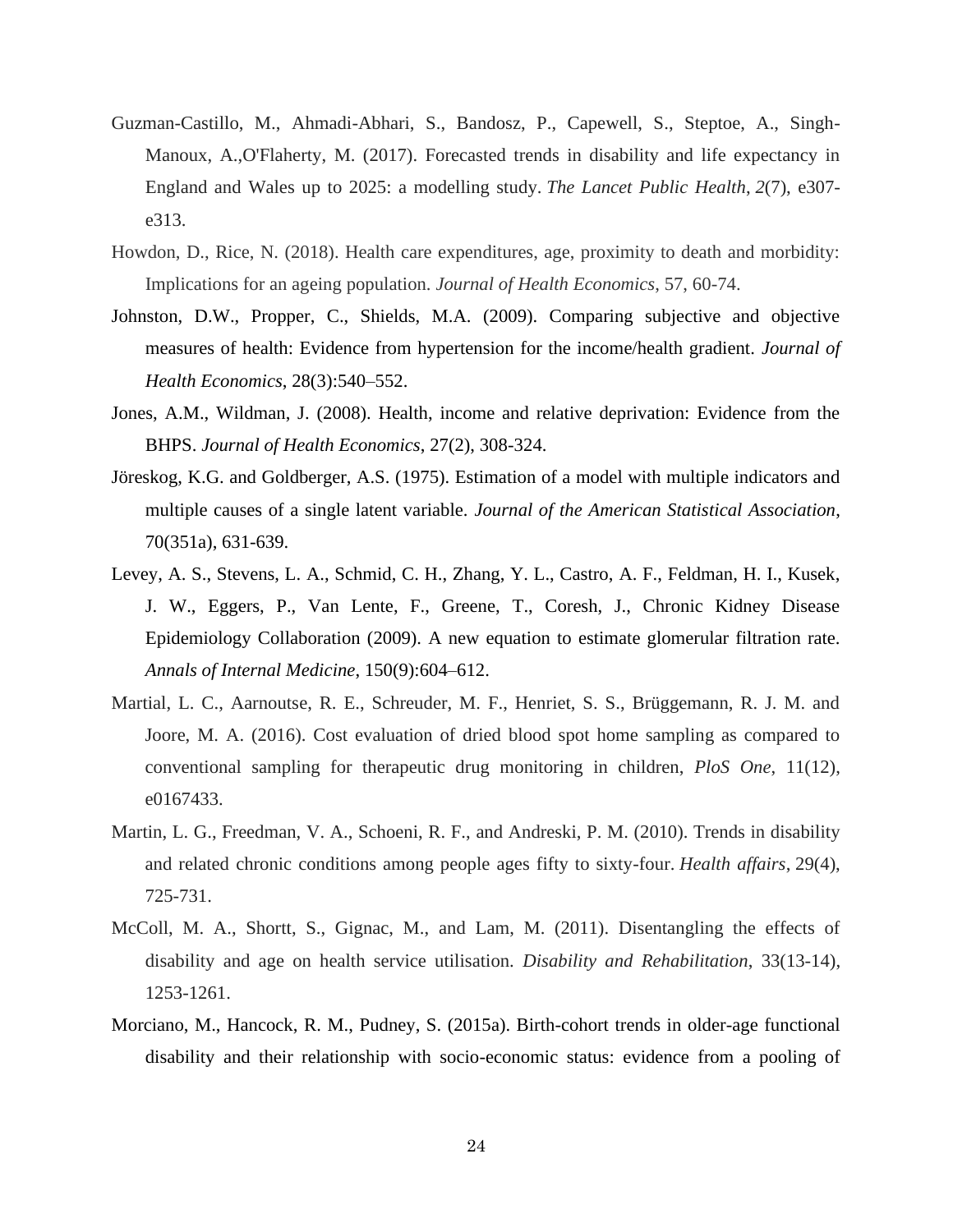Guzman-Castillo, M., Ahmadi-Abhari, S., Bandosz, P., Capewell, S., Steptoe, A., Singh-Manoux, A.,O'Flaherty, M. (2017). Forecasted trends in disability and life expectancy in England and Wales up to 2025: a modelling study. *The Lancet Public Health*, *2*(7), e307-e313.

Howdon, D., Rice, N. (2018). Health care expenditures, age, proximity to death and morbidity: Implications for an ageing population. *Journal of Health Economics*, 57, 60-74.

Johnston, D.W., Propper, C., Shields, M.A. (2009). Comparing subjective and objective measures of health: Evidence from hypertension for the income/health gradient. *Journal of Health Economics*, 28(3):540–552.

Jones, A.M., Wildman, J. (2008). Health, income and relative deprivation: Evidence from the BHPS. *Journal of Health Economics*, 27(2), 308-324.

Jöreskog, K.G. and Goldberger, A.S. (1975). Estimation of a model with multiple indicators and multiple causes of a single latent variable. *Journal of the American Statistical Association*, 70(351a), 631-639.

Levey, A. S., Stevens, L. A., Schmid, C. H., Zhang, Y. L., Castro, A. F., Feldman, H. I., Kusek, J. W., Eggers, P., Van Lente, F., Greene, T., Coresh, J., Chronic Kidney Disease Epidemiology Collaboration (2009). A new equation to estimate glomerular filtration rate. *Annals of Internal Medicine*, 150(9):604–612.

Martial, L. C., Aarnoutse, R. E., Schreuder, M. F., Henriet, S. S., Brüggemann, R. J. M. and Joore, M. A. (2016). Cost evaluation of dried blood spot home sampling as compared to conventional sampling for therapeutic drug monitoring in children, *PloS One*, 11(12), e0167433.

Martin, L. G., Freedman, V. A., Schoeni, R. F., and Andreski, P. M. (2010). Trends in disability and related chronic conditions among people ages fifty to sixty-four. *Health affairs*, 29(4), 725-731.

McColl, M. A., Shortt, S., Gignac, M., and Lam, M. (2011). Disentangling the effects of disability and age on health service utilisation. *Disability and Rehabilitation*, 33(13-14), 1253-1261.

Morciano, M., Hancock, R. M., Pudney, S. (2015a). Birth-cohort trends in older-age functional disability and their relationship with socio-economic status: evidence from a pooling of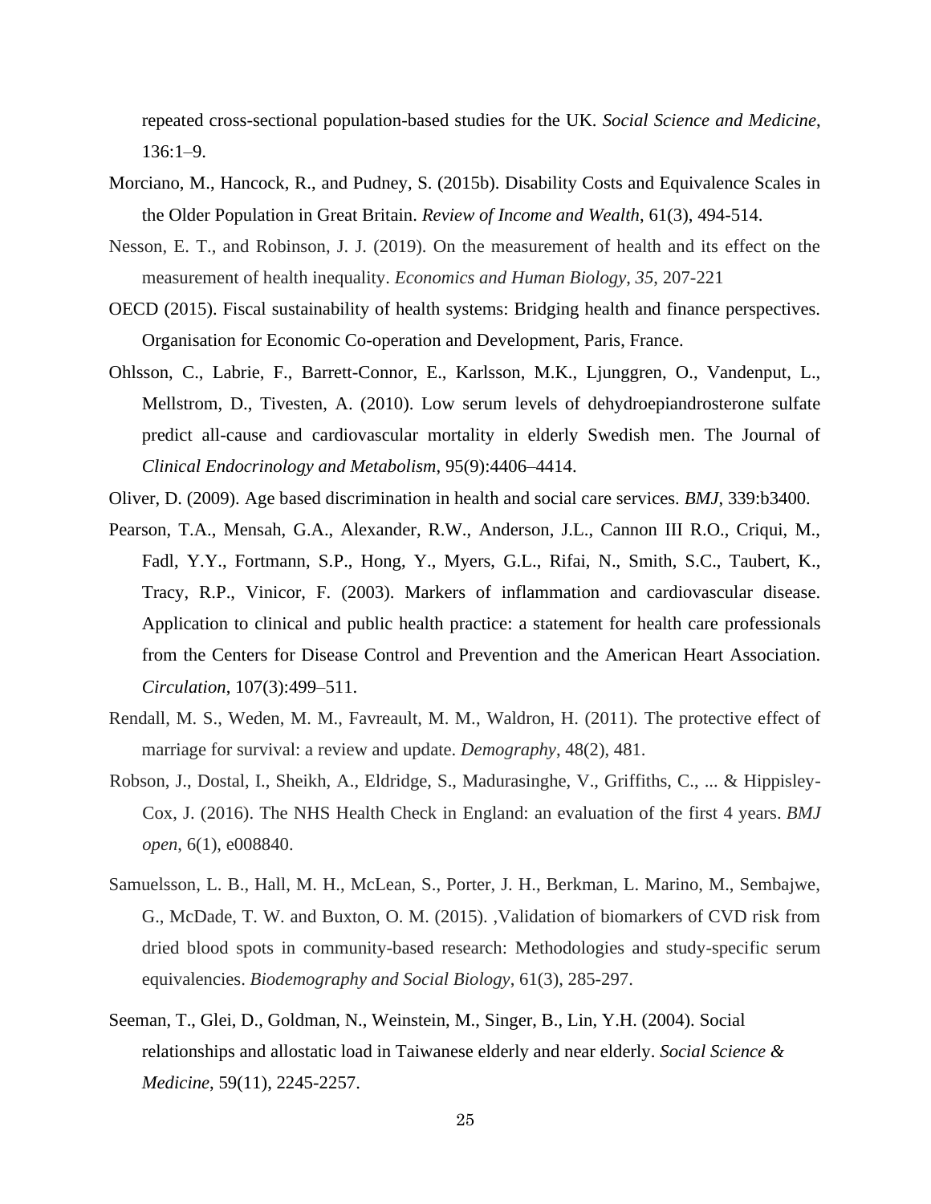repeated cross-sectional population-based studies for the UK. *Social Science and Medicine*, 136:1–9.

Morciano, M., Hancock, R., and Pudney, S. (2015b). Disability Costs and Equivalence Scales in the Older Population in Great Britain. *Review of Income and Wealth*, 61(3), 494-514.

Nesson, E. T., and Robinson, J. J. (2019). On the measurement of health and its effect on the measurement of health inequality. *Economics and Human Biology*, *35*, 207-221

OECD (2015). Fiscal sustainability of health systems: Bridging health and finance perspectives. Organisation for Economic Co-operation and Development, Paris, France.

Ohlsson, C., Labrie, F., Barrett-Connor, E., Karlsson, M.K., Ljunggren, O., Vandenput, L., Mellstrom, D., Tivesten, A. (2010). Low serum levels of dehydroepiandrosterone sulfate predict all-cause and cardiovascular mortality in elderly Swedish men. The Journal of *Clinical Endocrinology and Metabolism*, 95(9):4406–4414.

Oliver, D. (2009). Age based discrimination in health and social care services. *BMJ*, 339:b3400.

Pearson, T.A., Mensah, G.A., Alexander, R.W., Anderson, J.L., Cannon III R.O., Criqui, M., Fadl, Y.Y., Fortmann, S.P., Hong, Y., Myers, G.L., Rifai, N., Smith, S.C., Taubert, K., Tracy, R.P., Vinicor, F. (2003). Markers of inflammation and cardiovascular disease. Application to clinical and public health practice: a statement for health care professionals from the Centers for Disease Control and Prevention and the American Heart Association. *Circulation*, 107(3):499–511.

Rendall, M. S., Weden, M. M., Favreault, M. M., Waldron, H. (2011). The protective effect of marriage for survival: a review and update. *Demography*, 48(2), 481.

Robson, J., Dostal, I., Sheikh, A., Eldridge, S., Madurasinghe, V., Griffiths, C., ... & Hippisley-Cox, J. (2016). The NHS Health Check in England: an evaluation of the first 4 years. *BMJ open*, 6(1), e008840.

Samuelsson, L. B., Hall, M. H., McLean, S., Porter, J. H., Berkman, L. Marino, M., Sembajwe, G., McDade, T. W. and Buxton, O. M. (2015). ‚Validation of biomarkers of CVD risk from dried blood spots in community-based research: Methodologies and study-specific serum equivalencies. *Biodemography and Social Biology*, 61(3), 285-297.

Seeman, T., Glei, D., Goldman, N., Weinstein, M., Singer, B., Lin, Y.H. (2004). Social relationships and allostatic load in Taiwanese elderly and near elderly. *Social Science & Medicine*, 59(11), 2245-2257.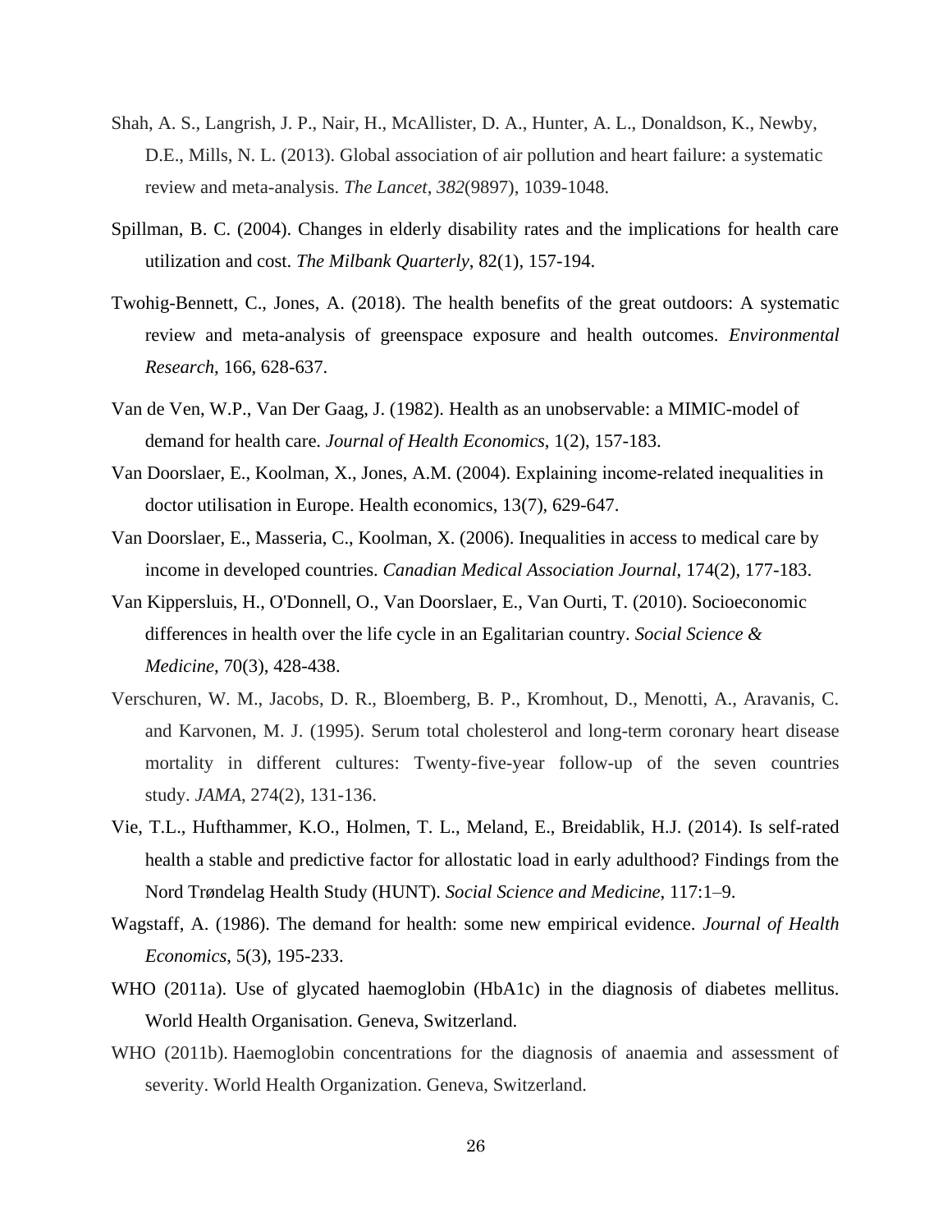Shah, A. S., Langrish, J. P., Nair, H., McAllister, D. A., Hunter, A. L., Donaldson, K., Newby, D.E., Mills, N. L. (2013). Global association of air pollution and heart failure: a systematic review and meta-analysis. *The Lancet*, *382*(9897), 1039-1048.

Spillman, B. C. (2004). Changes in elderly disability rates and the implications for health care utilization and cost. *The Milbank Quarterly*, 82(1), 157-194.

Twohig-Bennett, C., Jones, A. (2018). The health benefits of the great outdoors: A systematic review and meta-analysis of greenspace exposure and health outcomes. *Environmental Research*, 166, 628-637.

Van de Ven, W.P., Van Der Gaag, J. (1982). Health as an unobservable: a MIMIC-model of demand for health care. *Journal of Health Economics*, 1(2), 157-183.

Van Doorslaer, E., Koolman, X., Jones, A.M. (2004). Explaining income-related inequalities in doctor utilisation in Europe. Health economics, 13(7), 629-647.

Van Doorslaer, E., Masseria, C., Koolman, X. (2006). Inequalities in access to medical care by income in developed countries. *Canadian Medical Association Journal*, 174(2), 177-183.

Van Kippersluis, H., O'Donnell, O., Van Doorslaer, E., Van Ourti, T. (2010). Socioeconomic differences in health over the life cycle in an Egalitarian country. *Social Science & Medicine*, 70(3), 428-438.

Verschuren, W. M., Jacobs, D. R., Bloemberg, B. P., Kromhout, D., Menotti, A., Aravanis, C. and Karvonen, M. J. (1995). Serum total cholesterol and long-term coronary heart disease mortality in different cultures: Twenty-five-year follow-up of the seven countries study. *JAMA*, 274(2), 131-136.

Vie, T.L., Hufthammer, K.O., Holmen, T. L., Meland, E., Breidablik, H.J. (2014). Is self-rated health a stable and predictive factor for allostatic load in early adulthood? Findings from the Nord Trøndelag Health Study (HUNT). *Social Science and Medicine*, 117:1–9.

Wagstaff, A. (1986). The demand for health: some new empirical evidence. *Journal of Health Economics*, 5(3), 195-233.

WHO (2011a). Use of glycated haemoglobin (HbA1c) in the diagnosis of diabetes mellitus. World Health Organisation. Geneva, Switzerland.

WHO (2011b). Haemoglobin concentrations for the diagnosis of anaemia and assessment of severity. World Health Organization. Geneva, Switzerland.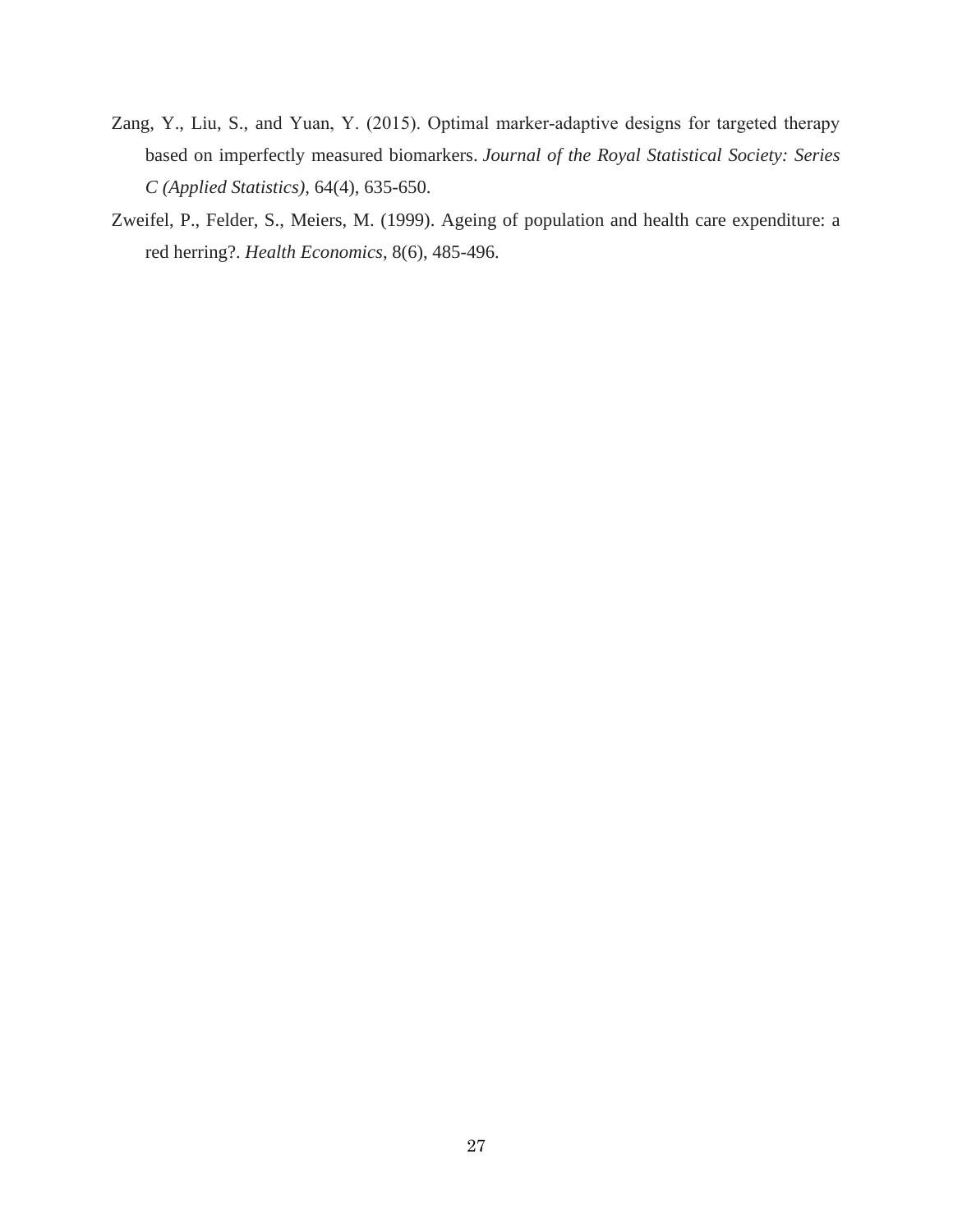Zang, Y., Liu, S., and Yuan, Y. (2015). Optimal marker-adaptive designs for targeted therapy based on imperfectly measured biomarkers. *Journal of the Royal Statistical Society: Series C (Applied Statistics)*, 64(4), 635-650.

Zweifel, P., Felder, S., Meiers, M. (1999). Ageing of population and health care expenditure: a red herring?. *Health Economics*, 8(6), 485-496.